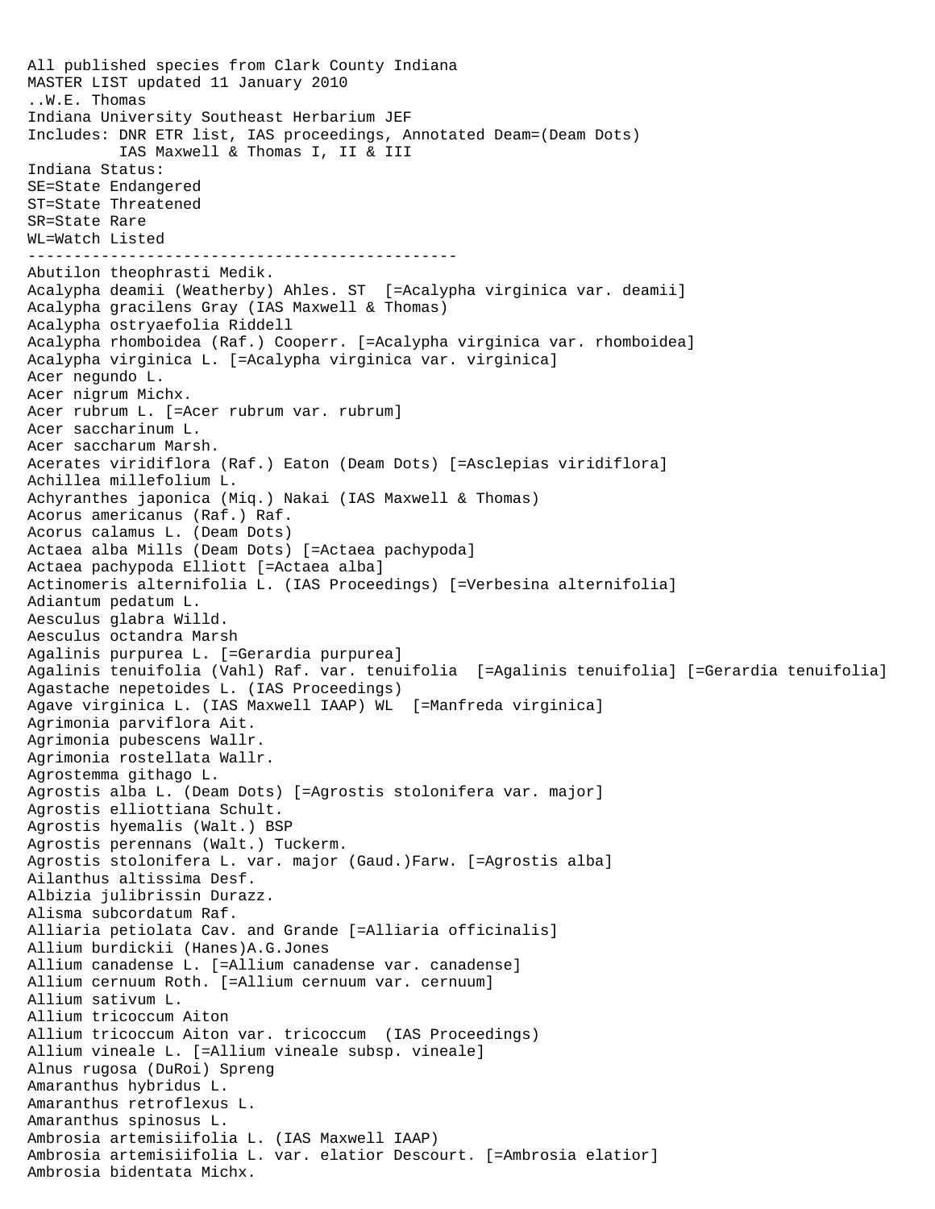All published species from Clark County Indiana
MASTER LIST updated 11 January 2010
..W.E. Thomas
Indiana University Southeast Herbarium JEF
Includes: DNR ETR list, IAS proceedings, Annotated Deam=(Deam Dots)
IAS Maxwell & Thomas I, II & III
Indiana Status:
SE=State Endangered
ST=State Threatened
SR=State Rare
WL=Watch Listed

---

Abutilon theophrasti Medik.
Acalypha deamii (Weatherby) Ahles. ST [=Acalypha virginica var. deamii]
Acalypha gracilens Gray (IAS Maxwell & Thomas)
Acalypha ostryaefolia Riddell
Acalypha rhomboidea (Raf.) Cooperr. [=Acalypha virginica var. rhomboidea]
Acalypha virginica L. [=Acalypha virginica var. virginica]
Acer negundo L.
Acer nigrum Michx.
Acer rubrum L. [=Acer rubrum var. rubrum]
Acer saccharinum L.
Acer saccharum Marsh.
Acerates viridiflora (Raf.) Eaton (Deam Dots) [=Asclepias viridiflora]
Achillea millefolium L.
Achyranthes japonica (Miq.) Nakai (IAS Maxwell & Thomas)
Acorus americanus (Raf.) Raf.
Acorus calamus L. (Deam Dots)
Actaea alba Mills (Deam Dots) [=Actaea pachypoda]
Actaea pachypoda Elliott [=Actaea alba]
Actinomeris alternifolia L. (IAS Proceedings) [=Verbesina alternifolia]
Adiantum pedatum L.
Aesculus glabra Willd.
Aesculus octandra Marsh
Agalinis purpurea L. [=Gerardia purpurea]
Agalinis tenuifolia (Vahl) Raf. var. tenuifolia [=Agalinis tenuifolia] [=Gerardia tenuifolia]
Agastache nepetoides L. (IAS Proceedings)
Agave virginica L. (IAS Maxwell IAAP) WL [=Manfreda virginica]
Agrimonia parviflora Ait.
Agrimonia pubescens Wallr.
Agrimonia rostellata Wallr.
Agrostemma githago L.
Agrostis alba L. (Deam Dots) [=Agrostis stolonifera var. major]
Agrostis elliottiana Schult.
Agrostis hyemalis (Walt.) BSP
Agrostis perennans (Walt.) Tuckerm.
Agrostis stolonifera L. var. major (Gaud.)Farw. [=Agrostis alba]
Ailanthus altissima Desf.
Albizia julibrissin Durazz.
Alisma subcordatum Raf.
Alliaria petiolata Cav. and Grande [=Alliaria officinalis]
Allium burdickii (Hanes)A.G.Jones
Allium canadense L. [=Allium canadense var. canadense]
Allium cernuum Roth. [=Allium cernuum var. cernuum]
Allium sativum L.
Allium tricoccum Aiton
Allium tricoccum Aiton var. tricoccum (IAS Proceedings)
Allium vineale L. [=Allium vineale subsp. vineale]
Alnus rugosa (DuRoi) Spreng
Amaranthus hybridus L.
Amaranthus retroflexus L.
Amaranthus spinosus L.
Ambrosia artemisiifolia L. (IAS Maxwell IAAP)
Ambrosia artemisiifolia L. var. elatior Descourt. [=Ambrosia elatior]
Ambrosia bidentata Michx.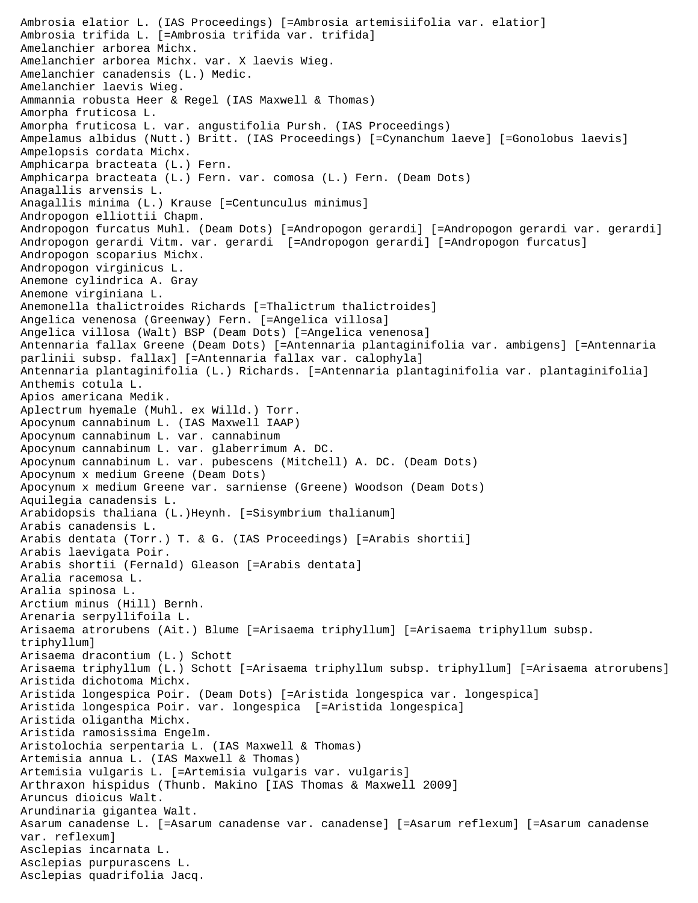Ambrosia elatior L. (IAS Proceedings) [=Ambrosia artemisiifolia var. elatior]
Ambrosia trifida L. [=Ambrosia trifida var. trifida]
Amelanchier arborea Michx.
Amelanchier arborea Michx. var. X laevis Wieg.
Amelanchier canadensis (L.) Medic.
Amelanchier laevis Wieg.
Ammannia robusta Heer & Regel (IAS Maxwell & Thomas)
Amorpha fruticosa L.
Amorpha fruticosa L. var. angustifolia Pursh. (IAS Proceedings)
Ampelamus albidus (Nutt.) Britt. (IAS Proceedings) [=Cynanchum laeve] [=Gonolobus laevis]
Ampelopsis cordata Michx.
Amphicarpa bracteata (L.) Fern.
Amphicarpa bracteata (L.) Fern. var. comosa (L.) Fern. (Deam Dots)
Anagallis arvensis L.
Anagallis minima (L.) Krause [=Centunculus minimus]
Andropogon elliottii Chapm.
Andropogon furcatus Muhl. (Deam Dots) [=Andropogon gerardi] [=Andropogon gerardi var. gerardi]
Andropogon gerardi Vitm. var. gerardi [=Andropogon gerardi] [=Andropogon furcatus]
Andropogon scoparius Michx.
Andropogon virginicus L.
Anemone cylindrica A. Gray
Anemone virginiana L.
Anemonella thalictroides Richards [=Thalictrum thalictroides]
Angelica venenosa (Greenway) Fern. [=Angelica villosa]
Angelica villosa (Walt) BSP (Deam Dots) [=Angelica venenosa]
Antennaria fallax Greene (Deam Dots) [=Antennaria plantaginifolia var. ambigens] [=Antennaria parlinii subsp. fallax] [=Antennaria fallax var. calophyla]
Antennaria plantaginifolia (L.) Richards. [=Antennaria plantaginifolia var. plantaginifolia]
Anthemis cotula L.
Apios americana Medik.
Aplectrum hyemale (Muhl. ex Willd.) Torr.
Apocynum cannabinum L. (IAS Maxwell IAAP)
Apocynum cannabinum L. var. cannabinum
Apocynum cannabinum L. var. glaberrimum A. DC.
Apocynum cannabinum L. var. pubescens (Mitchell) A. DC. (Deam Dots)
Apocynum x medium Greene (Deam Dots)
Apocynum x medium Greene var. sarniense (Greene) Woodson (Deam Dots)
Aquilegia canadensis L.
Arabidopsis thaliana (L.)Heynh. [=Sisymbrium thalianum]
Arabis canadensis L.
Arabis dentata (Torr.) T. & G. (IAS Proceedings) [=Arabis shortii]
Arabis laevigata Poir.
Arabis shortii (Fernald) Gleason [=Arabis dentata]
Aralia racemosa L.
Aralia spinosa L.
Arctium minus (Hill) Bernh.
Arenaria serpyllifoila L.
Arisaema atrorubens (Ait.) Blume [=Arisaema triphyllum] [=Arisaema triphyllum subsp. triphyllum]
Arisaema dracontium (L.) Schott
Arisaema triphyllum (L.) Schott [=Arisaema triphyllum subsp. triphyllum] [=Arisaema atrorubens]
Aristida dichotoma Michx.
Aristida longespica Poir. (Deam Dots) [=Aristida longespica var. longespica]
Aristida longespica Poir. var. longespica [=Aristida longespica]
Aristida oligantha Michx.
Aristida ramosissima Engelm.
Aristolochia serpentaria L. (IAS Maxwell & Thomas)
Artemisia annua L. (IAS Maxwell & Thomas)
Artemisia vulgaris L. [=Artemisia vulgaris var. vulgaris]
Arthraxon hispidus (Thunb. Makino [IAS Thomas & Maxwell 2009]
Aruncus dioicus Walt.
Arundinaria gigantea Walt.
Asarum canadense L. [=Asarum canadense var. canadense] [=Asarum reflexum] [=Asarum canadense var. reflexum]
Asclepias incarnata L.
Asclepias purpurascens L.
Asclepias quadrifolia Jacq.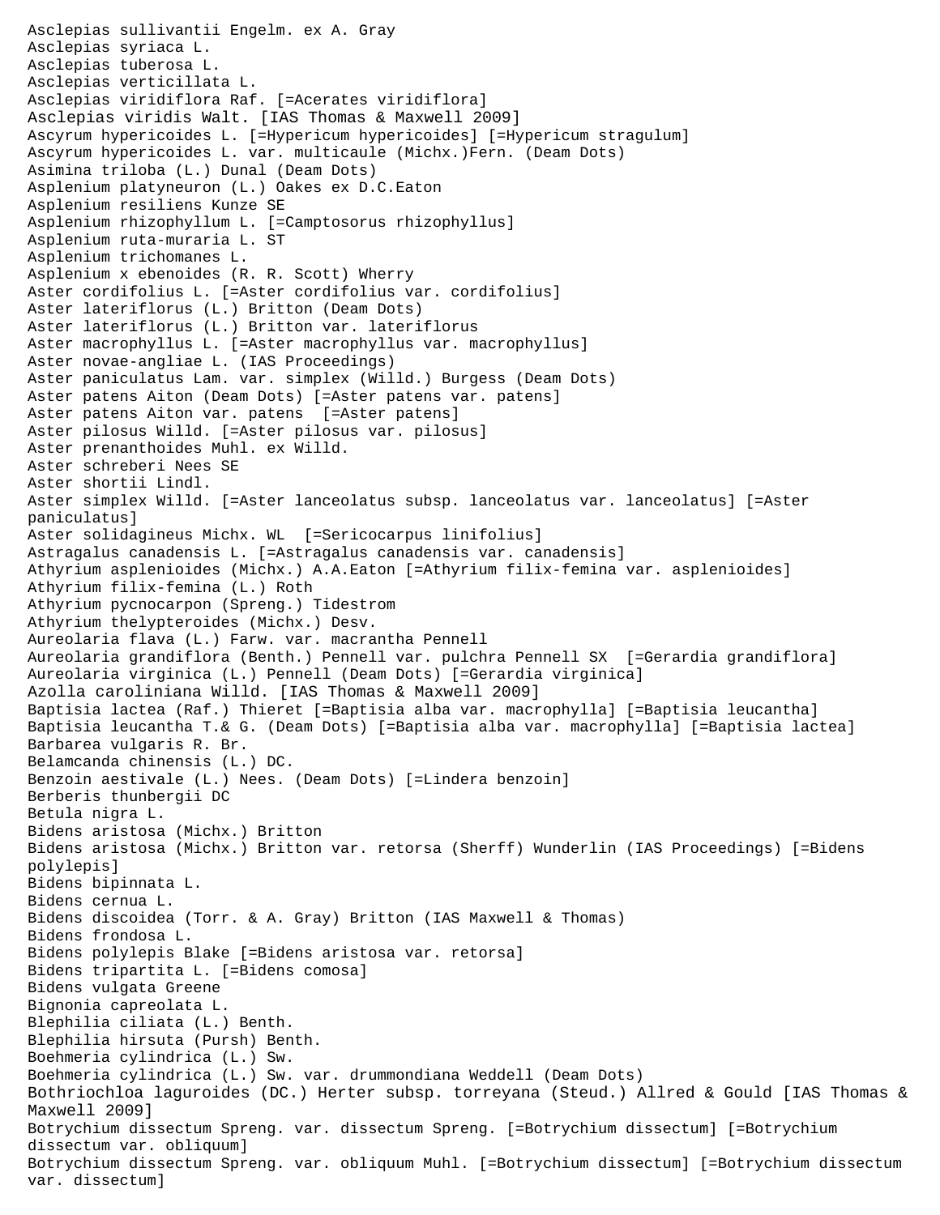Asclepias sullivantii Engelm. ex A. Gray
Asclepias syriaca L.
Asclepias tuberosa L.
Asclepias verticillata L.
Asclepias viridiflora Raf. [=Acerates viridiflora]
Asclepias viridis Walt. [IAS Thomas & Maxwell 2009]
Ascyrum hypericoides L. [=Hypericum hypericoides] [=Hypericum stragulum]
Ascyrum hypericoides L. var. multicaule (Michx.)Fern. (Deam Dots)
Asimina triloba (L.) Dunal (Deam Dots)
Asplenium platyneuron (L.) Oakes ex D.C.Eaton
Asplenium resiliens Kunze SE
Asplenium rhizophyllum L. [=Camptosorus rhizophyllus]
Asplenium ruta-muraria L. ST
Asplenium trichomanes L.
Asplenium x ebenoides (R. R. Scott) Wherry
Aster cordifolius L. [=Aster cordifolius var. cordifolius]
Aster lateriflorus (L.) Britton (Deam Dots)
Aster lateriflorus (L.) Britton var. lateriflorus
Aster macrophyllus L. [=Aster macrophyllus var. macrophyllus]
Aster novae-angliae L. (IAS Proceedings)
Aster paniculatus Lam. var. simplex (Willd.) Burgess (Deam Dots)
Aster patens Aiton (Deam Dots) [=Aster patens var. patens]
Aster patens Aiton var. patens [=Aster patens]
Aster pilosus Willd. [=Aster pilosus var. pilosus]
Aster prenanthoides Muhl. ex Willd.
Aster schreberi Nees SE
Aster shortii Lindl.
Aster simplex Willd. [=Aster lanceolatus subsp. lanceolatus var. lanceolatus] [=Aster paniculatus]
Aster solidagineus Michx. WL [=Sericocarpus linifolius]
Astragalus canadensis L. [=Astragalus canadensis var. canadensis]
Athyrium asplenioides (Michx.) A.A.Eaton [=Athyrium filix-femina var. asplenioides]
Athyrium filix-femina (L.) Roth
Athyrium pycnocarpon (Spreng.) Tidestrom
Athyrium thelypteroides (Michx.) Desv.
Aureolaria flava (L.) Farw. var. macrantha Pennell
Aureolaria grandiflora (Benth.) Pennell var. pulchra Pennell SX [=Gerardia grandiflora]
Aureolaria virginica (L.) Pennell (Deam Dots) [=Gerardia virginica]
Azolla caroliniana Willd. [IAS Thomas & Maxwell 2009]
Baptisia lactea (Raf.) Thieret [=Baptisia alba var. macrophylla] [=Baptisia leucantha]
Baptisia leucantha T.& G. (Deam Dots) [=Baptisia alba var. macrophylla] [=Baptisia lactea]
Barbarea vulgaris R. Br.
Belamcanda chinensis (L.) DC.
Benzoin aestivale (L.) Nees. (Deam Dots) [=Lindera benzoin]
Berberis thunbergii DC
Betula nigra L.
Bidens aristosa (Michx.) Britton
Bidens aristosa (Michx.) Britton var. retorsa (Sherff) Wunderlin (IAS Proceedings) [=Bidens polylepis]
Bidens bipinnata L.
Bidens cernua L.
Bidens discoidea (Torr. & A. Gray) Britton (IAS Maxwell & Thomas)
Bidens frondosa L.
Bidens polylepis Blake [=Bidens aristosa var. retorsa]
Bidens tripartita L. [=Bidens comosa]
Bidens vulgata Greene
Bignonia capreolata L.
Blephilia ciliata (L.) Benth.
Blephilia hirsuta (Pursh) Benth.
Boehmeria cylindrica (L.) Sw.
Boehmeria cylindrica (L.) Sw. var. drummondiana Weddell (Deam Dots)
Bothriochloa laguroides (DC.) Herter subsp. torreyana (Steud.) Allred & Gould [IAS Thomas & Maxwell 2009]
Botrychium dissectum Spreng. var. dissectum Spreng. [=Botrychium dissectum] [=Botrychium dissectum var. obliquum]
Botrychium dissectum Spreng. var. obliquum Muhl. [=Botrychium dissectum] [=Botrychium dissectum var. dissectum]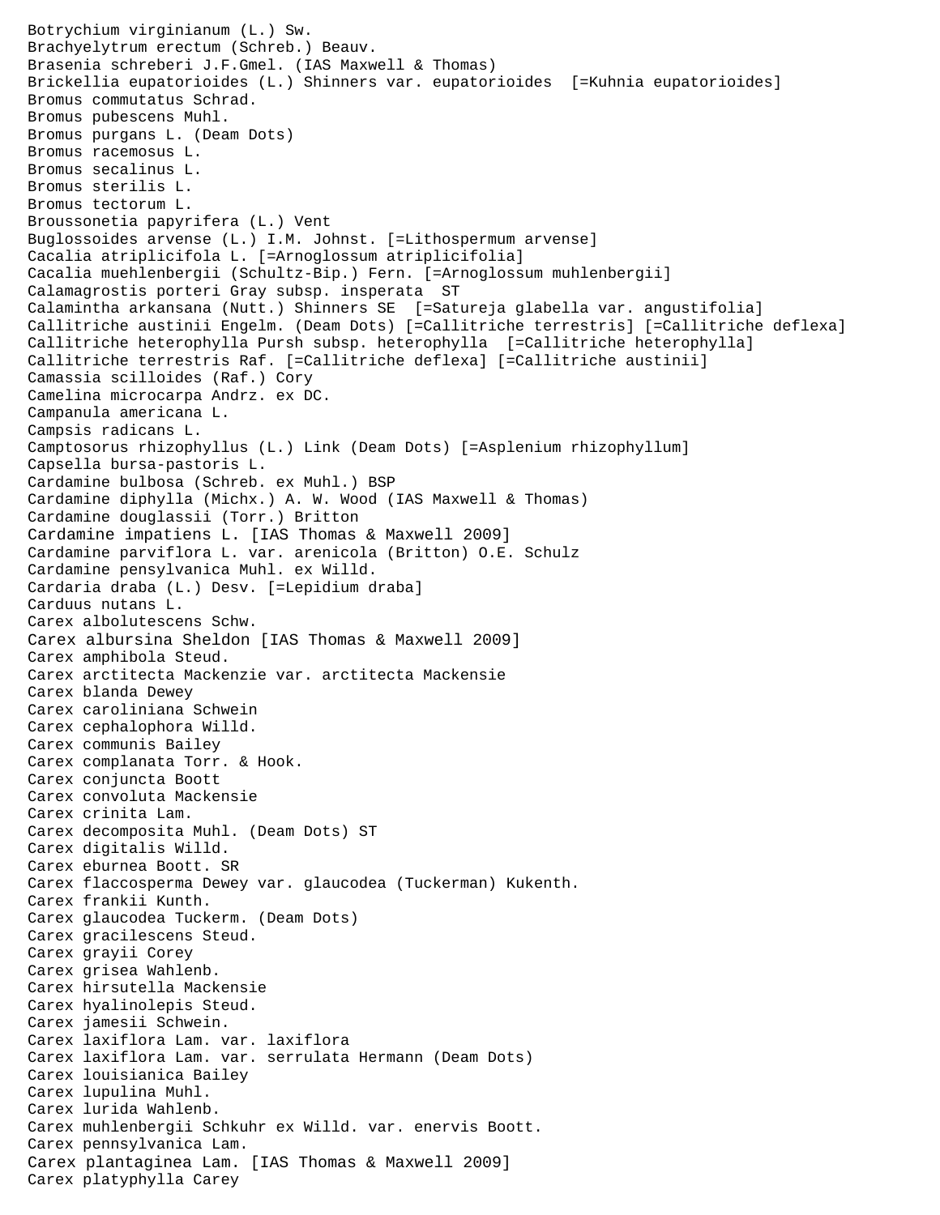Botrychium virginianum (L.) Sw.
Brachyelytrum erectum (Schreb.) Beauv.
Brasenia schreberi J.F.Gmel. (IAS Maxwell & Thomas)
Brickellia eupatorioides (L.) Shinners var. eupatorioides [=Kuhnia eupatorioides]
Bromus commutatus Schrad.
Bromus pubescens Muhl.
Bromus purgans L. (Deam Dots)
Bromus racemosus L.
Bromus secalinus L.
Bromus sterilis L.
Bromus tectorum L.
Broussonetia papyrifera (L.) Vent
Buglossoides arvense (L.) I.M. Johnst. [=Lithospermum arvense]
Cacalia atriplicifola L. [=Arnoglossum atriplicifolia]
Cacalia muehlenbergii (Schultz-Bip.) Fern. [=Arnoglossum muhlenbergii]
Calamagrostis porteri Gray subsp. insperata ST
Calamintha arkansana (Nutt.) Shinners SE [=Satureja glabella var. angustifolia]
Callitriche austinii Engelm. (Deam Dots) [=Callitriche terrestris] [=Callitriche deflexa]
Callitriche heterophylla Pursh subsp. heterophylla [=Callitriche heterophylla]
Callitriche terrestris Raf. [=Callitriche deflexa] [=Callitriche austinii]
Camassia scilloides (Raf.) Cory
Camelina microcarpa Andrz. ex DC.
Campanula americana L.
Campsis radicans L.
Camptosorus rhizophyllus (L.) Link (Deam Dots) [=Asplenium rhizophyllum]
Capsella bursa-pastoris L.
Cardamine bulbosa (Schreb. ex Muhl.) BSP
Cardamine diphylla (Michx.) A. W. Wood (IAS Maxwell & Thomas)
Cardamine douglassii (Torr.) Britton
Cardamine impatiens L. [IAS Thomas & Maxwell 2009]
Cardamine parviflora L. var. arenicola (Britton) O.E. Schulz
Cardamine pensylvanica Muhl. ex Willd.
Cardaria draba (L.) Desv. [=Lepidium draba]
Carduus nutans L.
Carex albolutescens Schw.
Carex albursina Sheldon [IAS Thomas & Maxwell 2009]
Carex amphibola Steud.
Carex arctitecta Mackenzie var. arctitecta Mackensie
Carex blanda Dewey
Carex caroliniana Schwein
Carex cephalophora Willd.
Carex communis Bailey
Carex complanata Torr. & Hook.
Carex conjuncta Boott
Carex convoluta Mackensie
Carex crinita Lam.
Carex decomposita Muhl. (Deam Dots) ST
Carex digitalis Willd.
Carex eburnea Boott. SR
Carex flaccosperma Dewey var. glaucodea (Tuckerman) Kukenth.
Carex frankii Kunth.
Carex glaucodea Tuckerm. (Deam Dots)
Carex gracilescens Steud.
Carex grayii Corey
Carex grisea Wahlenb.
Carex hirsutella Mackensie
Carex hyalinolepis Steud.
Carex jamesii Schwein.
Carex laxiflora Lam. var. laxiflora
Carex laxiflora Lam. var. serrulata Hermann (Deam Dots)
Carex louisianica Bailey
Carex lupulina Muhl.
Carex lurida Wahlenb.
Carex muhlenbergii Schkuhr ex Willd. var. enervis Boott.
Carex pennsylvanica Lam.
Carex plantaginea Lam. [IAS Thomas & Maxwell 2009]
Carex platyphylla Carey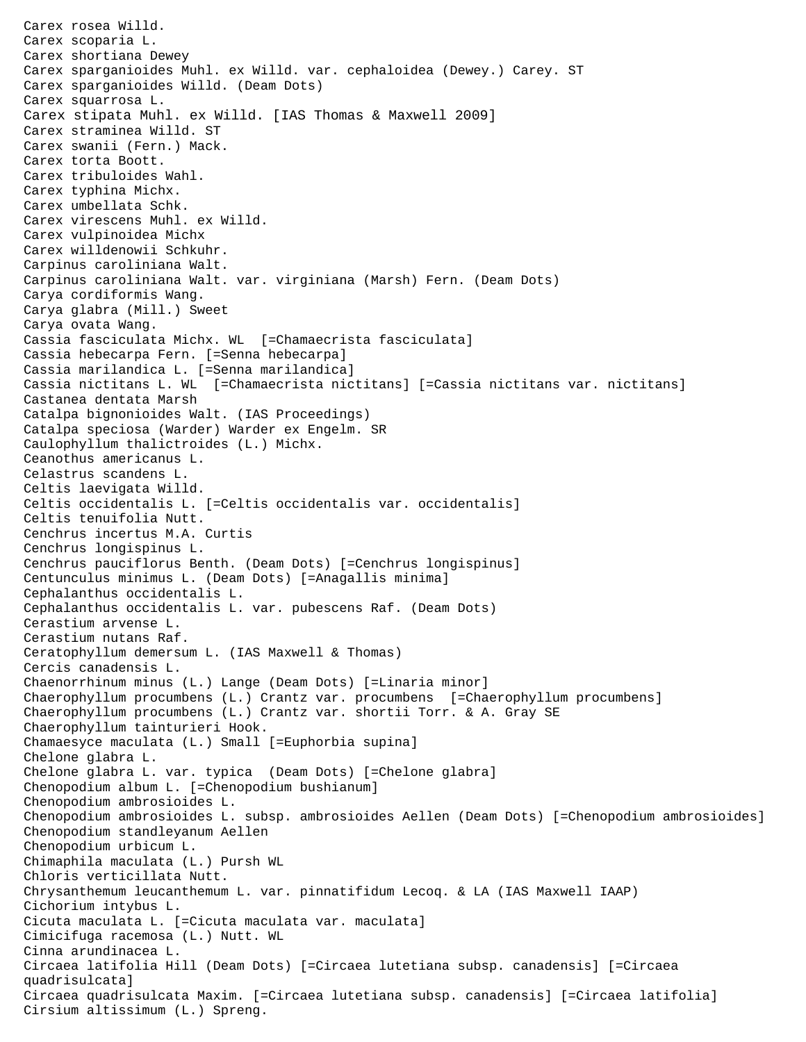Carex rosea Willd.
Carex scoparia L.
Carex shortiana Dewey
Carex sparganioides Muhl. ex Willd. var. cephaloidea (Dewey.) Carey. ST
Carex sparganioides Willd. (Deam Dots)
Carex squarrosa L.
Carex stipata Muhl. ex Willd. [IAS Thomas & Maxwell 2009]
Carex straminea Willd. ST
Carex swanii (Fern.) Mack.
Carex torta Boott.
Carex tribuloides Wahl.
Carex typhina Michx.
Carex umbellata Schk.
Carex virescens Muhl. ex Willd.
Carex vulpinoidea Michx
Carex willdenowii Schkuhr.
Carpinus caroliniana Walt.
Carpinus caroliniana Walt. var. virginiana (Marsh) Fern. (Deam Dots)
Carya cordiformis Wang.
Carya glabra (Mill.) Sweet
Carya ovata Wang.
Cassia fasciculata Michx. WL [=Chamaecrista fasciculata]
Cassia hebecarpa Fern. [=Senna hebecarpa]
Cassia marilandica L. [=Senna marilandica]
Cassia nictitans L. WL [=Chamaecrista nictitans] [=Cassia nictitans var. nictitans]
Castanea dentata Marsh
Catalpa bignonioides Walt. (IAS Proceedings)
Catalpa speciosa (Warder) Warder ex Engelm. SR
Caulophyllum thalictroides (L.) Michx.
Ceanothus americanus L.
Celastrus scandens L.
Celtis laevigata Willd.
Celtis occidentalis L. [=Celtis occidentalis var. occidentalis]
Celtis tenuifolia Nutt.
Cenchrus incertus M.A. Curtis
Cenchrus longispinus L.
Cenchrus pauciflorus Benth. (Deam Dots) [=Cenchrus longispinus]
Centunculus minimus L. (Deam Dots) [=Anagallis minima]
Cephalanthus occidentalis L.
Cephalanthus occidentalis L. var. pubescens Raf. (Deam Dots)
Cerastium arvense L.
Cerastium nutans Raf.
Ceratophyllum demersum L. (IAS Maxwell & Thomas)
Cercis canadensis L.
Chaenorrhinum minus (L.) Lange (Deam Dots) [=Linaria minor]
Chaerophyllum procumbens (L.) Crantz var. procumbens [=Chaerophyllum procumbens]
Chaerophyllum procumbens (L.) Crantz var. shortii Torr. & A. Gray SE
Chaerophyllum tainturieri Hook.
Chamaesyce maculata (L.) Small [=Euphorbia supina]
Chelone glabra L.
Chelone glabra L. var. typica (Deam Dots) [=Chelone glabra]
Chenopodium album L. [=Chenopodium bushianum]
Chenopodium ambrosioides L.
Chenopodium ambrosioides L. subsp. ambrosioides Aellen (Deam Dots) [=Chenopodium ambrosioides]
Chenopodium standleyanum Aellen
Chenopodium urbicum L.
Chimaphila maculata (L.) Pursh WL
Chloris verticillata Nutt.
Chrysanthemum leucanthemum L. var. pinnatifidum Lecoq. & LA (IAS Maxwell IAAP)
Cichorium intybus L.
Cicuta maculata L. [=Cicuta maculata var. maculata]
Cimicifuga racemosa (L.) Nutt. WL
Cinna arundinacea L.
Circaea latifolia Hill (Deam Dots) [=Circaea lutetiana subsp. canadensis] [=Circaea quadrisulcata]
Circaea quadrisulcata Maxim. [=Circaea lutetiana subsp. canadensis] [=Circaea latifolia]
Cirsium altissimum (L.) Spreng.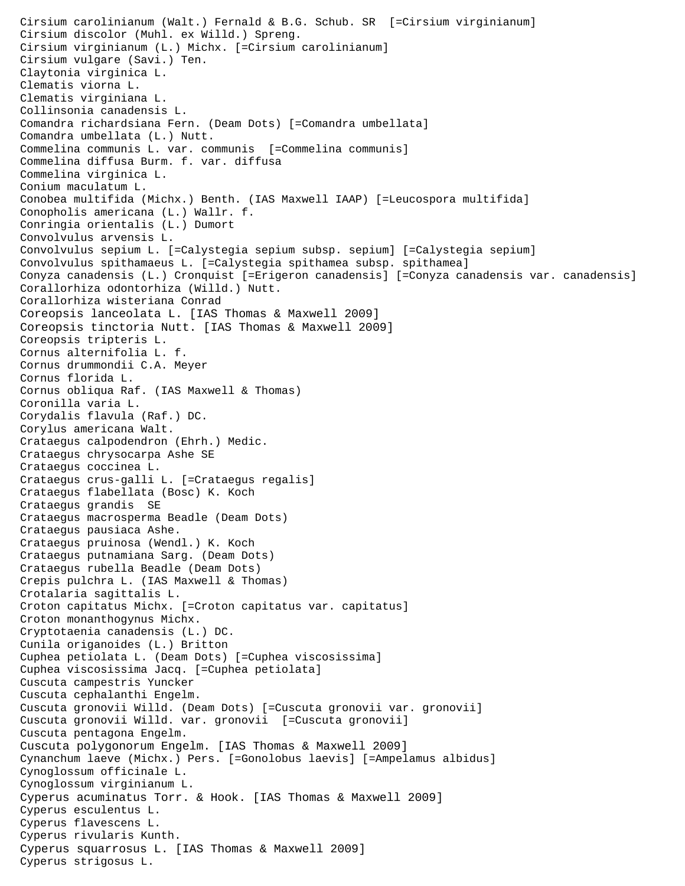Cirsium carolinianum (Walt.) Fernald & B.G. Schub. SR  [=Cirsium virginianum]
Cirsium discolor (Muhl. ex Willd.) Spreng.
Cirsium virginianum (L.) Michx. [=Cirsium carolinianum]
Cirsium vulgare (Savi.) Ten.
Claytonia virginica L.
Clematis viorna L.
Clematis virginiana L.
Collinsonia canadensis L.
Comandra richardsiana Fern. (Deam Dots) [=Comandra umbellata]
Comandra umbellata (L.) Nutt.
Commelina communis L. var. communis  [=Commelina communis]
Commelina diffusa Burm. f. var. diffusa
Commelina virginica L.
Conium maculatum L.
Conobea multifida (Michx.) Benth. (IAS Maxwell IAAP) [=Leucospora multifida]
Conopholis americana (L.) Wallr. f.
Conringia orientalis (L.) Dumort
Convolvulus arvensis L.
Convolvulus sepium L. [=Calystegia sepium subsp. sepium] [=Calystegia sepium]
Convolvulus spithamaeus L. [=Calystegia spithamea subsp. spithamea]
Conyza canadensis (L.) Cronquist [=Erigeron canadensis] [=Conyza canadensis var. canadensis]
Corallorhiza odontorhiza (Willd.) Nutt.
Corallorhiza wisteriana Conrad
Coreopsis lanceolata L. [IAS Thomas & Maxwell 2009]
Coreopsis tinctoria Nutt. [IAS Thomas & Maxwell 2009]
Coreopsis tripteris L.
Cornus alternifolia L. f.
Cornus drummondii C.A. Meyer
Cornus florida L.
Cornus obliqua Raf. (IAS Maxwell & Thomas)
Coronilla varia L.
Corydalis flavula (Raf.) DC.
Corylus americana Walt.
Crataegus calpodendron (Ehrh.) Medic.
Crataegus chrysocarpa Ashe SE
Crataegus coccinea L.
Crataegus crus-galli L. [=Crataegus regalis]
Crataegus flabellata (Bosc) K. Koch
Crataegus grandis  SE
Crataegus macrosperma Beadle (Deam Dots)
Crataegus pausiaca Ashe.
Crataegus pruinosa (Wendl.) K. Koch
Crataegus putnamiana Sarg. (Deam Dots)
Crataegus rubella Beadle (Deam Dots)
Crepis pulchra L. (IAS Maxwell & Thomas)
Crotalaria sagittalis L.
Croton capitatus Michx. [=Croton capitatus var. capitatus]
Croton monanthogynus Michx.
Cryptotaenia canadensis (L.) DC.
Cunila origanoides (L.) Britton
Cuphea petiolata L. (Deam Dots) [=Cuphea viscosissima]
Cuphea viscosissima Jacq. [=Cuphea petiolata]
Cuscuta campestris Yuncker
Cuscuta cephalanthi Engelm.
Cuscuta gronovii Willd. (Deam Dots) [=Cuscuta gronovii var. gronovii]
Cuscuta gronovii Willd. var. gronovii  [=Cuscuta gronovii]
Cuscuta pentagona Engelm.
Cuscuta polygonorum Engelm. [IAS Thomas & Maxwell 2009]
Cynanchum laeve (Michx.) Pers. [=Gonolobus laevis] [=Ampelamus albidus]
Cynoglossum officinale L.
Cynoglossum virginianum L.
Cyperus acuminatus Torr. & Hook. [IAS Thomas & Maxwell 2009]
Cyperus esculentus L.
Cyperus flavescens L.
Cyperus rivularis Kunth.
Cyperus squarrosus L. [IAS Thomas & Maxwell 2009]
Cyperus strigosus L.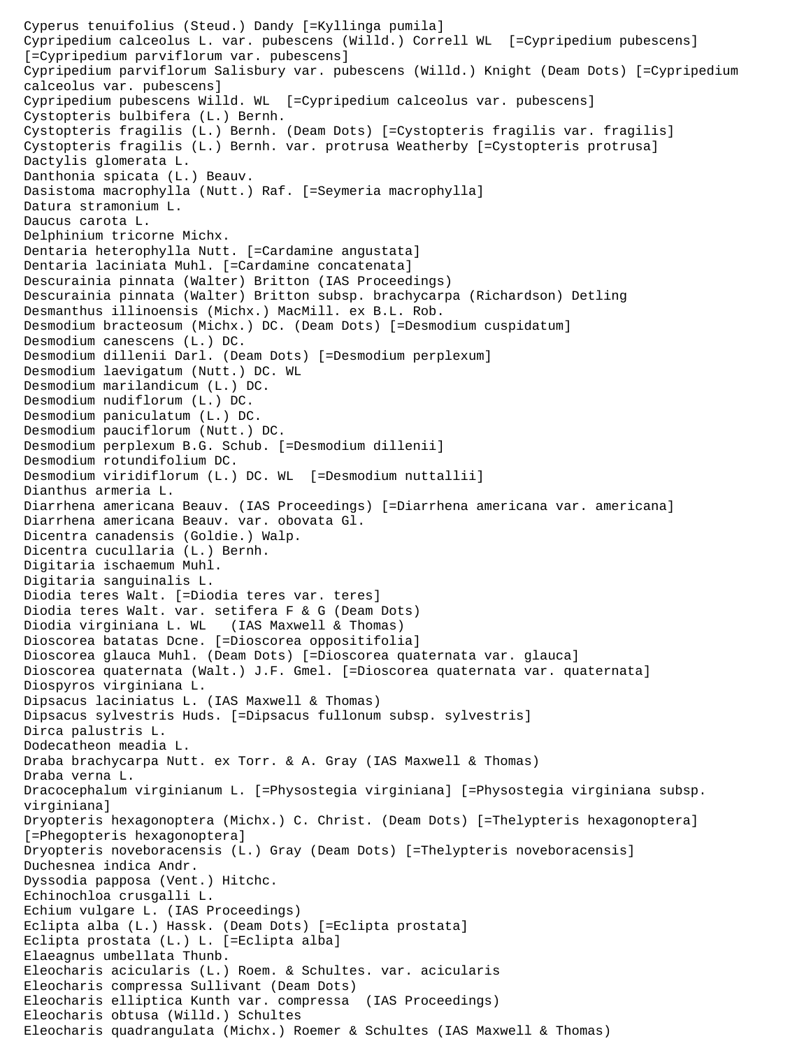Cyperus tenuifolius (Steud.) Dandy [=Kyllinga pumila]
Cypripedium calceolus L. var. pubescens (Willd.) Correll WL [=Cypripedium pubescens] [=Cypripedium parviflorum var. pubescens]
Cypripedium parviflorum Salisbury var. pubescens (Willd.) Knight (Deam Dots) [=Cypripedium calceolus var. pubescens]
Cypripedium pubescens Willd. WL [=Cypripedium calceolus var. pubescens]
Cystopteris bulbifera (L.) Bernh.
Cystopteris fragilis (L.) Bernh. (Deam Dots) [=Cystopteris fragilis var. fragilis]
Cystopteris fragilis (L.) Bernh. var. protrusa Weatherby [=Cystopteris protrusa]
Dactylis glomerata L.
Danthonia spicata (L.) Beauv.
Dasistoma macrophylla (Nutt.) Raf. [=Seymeria macrophylla]
Datura stramonium L.
Daucus carota L.
Delphinium tricorne Michx.
Dentaria heterophylla Nutt. [=Cardamine angustata]
Dentaria laciniata Muhl. [=Cardamine concatenata]
Descurainia pinnata (Walter) Britton (IAS Proceedings)
Descurainia pinnata (Walter) Britton subsp. brachycarpa (Richardson) Detling
Desmanthus illinoensis (Michx.) MacMill. ex B.L. Rob.
Desmodium bracteosum (Michx.) DC. (Deam Dots) [=Desmodium cuspidatum]
Desmodium canescens (L.) DC.
Desmodium dillenii Darl. (Deam Dots) [=Desmodium perplexum]
Desmodium laevigatum (Nutt.) DC. WL
Desmodium marilandicum (L.) DC.
Desmodium nudiflorum (L.) DC.
Desmodium paniculatum (L.) DC.
Desmodium pauciflorum (Nutt.) DC.
Desmodium perplexum B.G. Schub. [=Desmodium dillenii]
Desmodium rotundifolium DC.
Desmodium viridiflorum (L.) DC. WL [=Desmodium nuttallii]
Dianthus armeria L.
Diarrhena americana Beauv. (IAS Proceedings) [=Diarrhena americana var. americana]
Diarrhena americana Beauv. var. obovata Gl.
Dicentra canadensis (Goldie.) Walp.
Dicentra cucullaria (L.) Bernh.
Digitaria ischaemum Muhl.
Digitaria sanguinalis L.
Diodia teres Walt. [=Diodia teres var. teres]
Diodia teres Walt. var. setifera F & G (Deam Dots)
Diodia virginiana L. WL (IAS Maxwell & Thomas)
Dioscorea batatas Dcne. [=Dioscorea oppositifolia]
Dioscorea glauca Muhl. (Deam Dots) [=Dioscorea quaternata var. glauca]
Dioscorea quaternata (Walt.) J.F. Gmel. [=Dioscorea quaternata var. quaternata]
Diospyros virginiana L.
Dipsacus laciniatus L. (IAS Maxwell & Thomas)
Dipsacus sylvestris Huds. [=Dipsacus fullonum subsp. sylvestris]
Dirca palustris L.
Dodecatheon meadia L.
Draba brachycarpa Nutt. ex Torr. & A. Gray (IAS Maxwell & Thomas)
Draba verna L.
Dracocephalum virginianum L. [=Physostegia virginiana] [=Physostegia virginiana subsp. virginiana]
Dryopteris hexagonoptera (Michx.) C. Christ. (Deam Dots) [=Thelypteris hexagonoptera] [=Phegopteris hexagonoptera]
Dryopteris noveboracensis (L.) Gray (Deam Dots) [=Thelypteris noveboracensis]
Duchesnea indica Andr.
Dyssodia papposa (Vent.) Hitchc.
Echinochloa crusgalli L.
Echium vulgare L. (IAS Proceedings)
Eclipta alba (L.) Hassk. (Deam Dots) [=Eclipta prostata]
Eclipta prostata (L.) L. [=Eclipta alba]
Elaeagnus umbellata Thunb.
Eleocharis acicularis (L.) Roem. & Schultes. var. acicularis
Eleocharis compressa Sullivant (Deam Dots)
Eleocharis elliptica Kunth var. compressa (IAS Proceedings)
Eleocharis obtusa (Willd.) Schultes
Eleocharis quadrangulata (Michx.) Roemer & Schultes (IAS Maxwell & Thomas)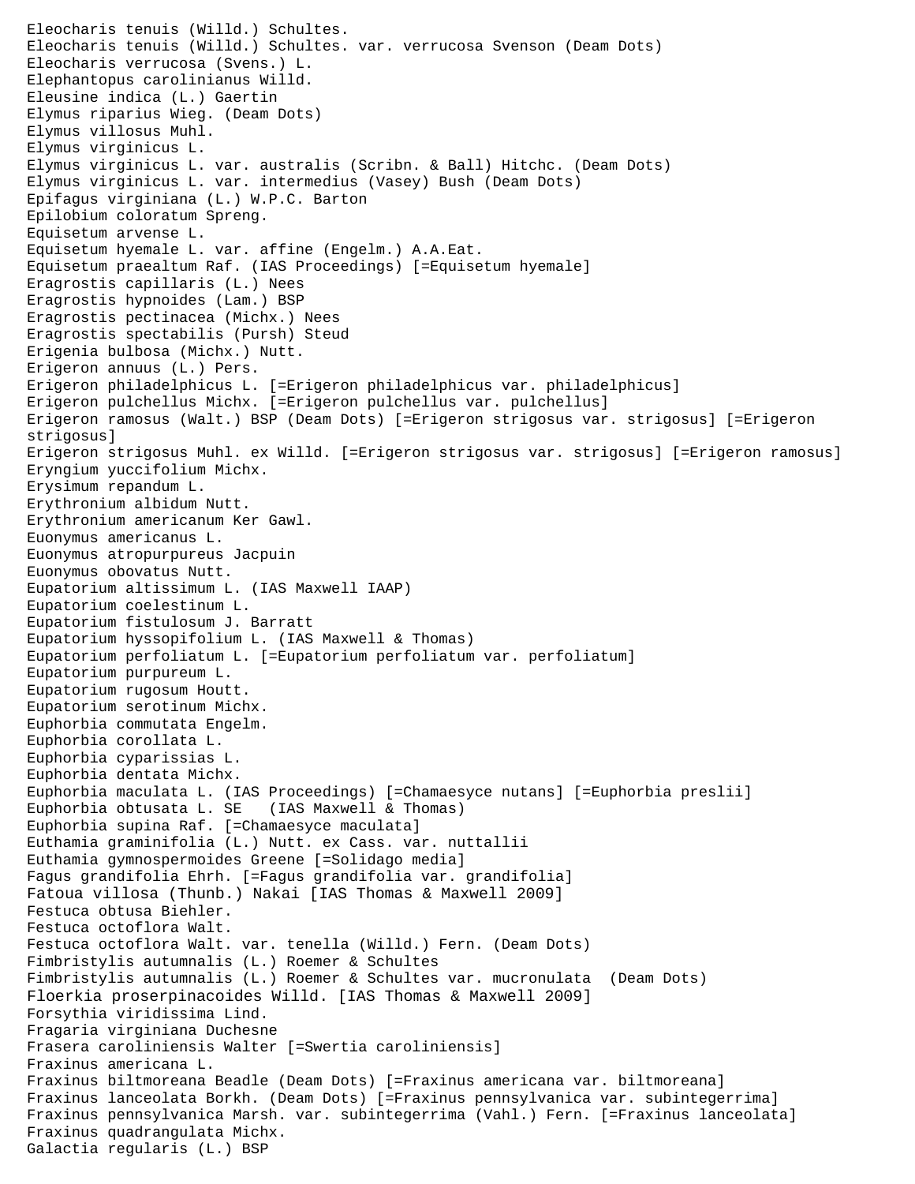Eleocharis tenuis (Willd.) Schultes.
Eleocharis tenuis (Willd.) Schultes. var. verrucosa Svenson (Deam Dots)
Eleocharis verrucosa (Svens.) L.
Elephantopus carolinianus Willd.
Eleusine indica (L.) Gaertin
Elymus riparius Wieg. (Deam Dots)
Elymus villosus Muhl.
Elymus virginicus L.
Elymus virginicus L. var. australis (Scribn. & Ball) Hitchc. (Deam Dots)
Elymus virginicus L. var. intermedius (Vasey) Bush (Deam Dots)
Epifagus virginiana (L.) W.P.C. Barton
Epilobium coloratum Spreng.
Equisetum arvense L.
Equisetum hyemale L. var. affine (Engelm.) A.A.Eat.
Equisetum praealtum Raf. (IAS Proceedings) [=Equisetum hyemale]
Eragrostis capillaris (L.) Nees
Eragrostis hypnoides (Lam.) BSP
Eragrostis pectinacea (Michx.) Nees
Eragrostis spectabilis (Pursh) Steud
Erigenia bulbosa (Michx.) Nutt.
Erigeron annuus (L.) Pers.
Erigeron philadelphicus L. [=Erigeron philadelphicus var. philadelphicus]
Erigeron pulchellus Michx. [=Erigeron pulchellus var. pulchellus]
Erigeron ramosus (Walt.) BSP (Deam Dots) [=Erigeron strigosus var. strigosus] [=Erigeron strigosus]
Erigeron strigosus Muhl. ex Willd. [=Erigeron strigosus var. strigosus] [=Erigeron ramosus]
Eryngium yuccifolium Michx.
Erysimum repandum L.
Erythronium albidum Nutt.
Erythronium americanum Ker Gawl.
Euonymus americanus L.
Euonymus atropurpureus Jacpuin
Euonymus obovatus Nutt.
Eupatorium altissimum L. (IAS Maxwell IAAP)
Eupatorium coelestinum L.
Eupatorium fistulosum J. Barratt
Eupatorium hyssopifolium L. (IAS Maxwell & Thomas)
Eupatorium perfoliatum L. [=Eupatorium perfoliatum var. perfoliatum]
Eupatorium purpureum L.
Eupatorium rugosum Houtt.
Eupatorium serotinum Michx.
Euphorbia commutata Engelm.
Euphorbia corollata L.
Euphorbia cyparissias L.
Euphorbia dentata Michx.
Euphorbia maculata L. (IAS Proceedings) [=Chamaesyce nutans] [=Euphorbia preslii]
Euphorbia obtusata L. SE (IAS Maxwell & Thomas)
Euphorbia supina Raf. [=Chamaesyce maculata]
Euthamia graminifolia (L.) Nutt. ex Cass. var. nuttallii
Euthamia gymnospermoides Greene [=Solidago media]
Fagus grandifolia Ehrh. [=Fagus grandifolia var. grandifolia]
Fatoua villosa (Thunb.) Nakai [IAS Thomas & Maxwell 2009]
Festuca obtusa Biehler.
Festuca octoflora Walt.
Festuca octoflora Walt. var. tenella (Willd.) Fern. (Deam Dots)
Fimbristylis autumnalis (L.) Roemer & Schultes
Fimbristylis autumnalis (L.) Roemer & Schultes var. mucronulata (Deam Dots)
Floerkia proserpinacoides Willd. [IAS Thomas & Maxwell 2009]
Forsythia viridissima Lind.
Fragaria virginiana Duchesne
Frasera caroliniensis Walter [=Swertia caroliniensis]
Fraxinus americana L.
Fraxinus biltmoreana Beadle (Deam Dots) [=Fraxinus americana var. biltmoreana]
Fraxinus lanceolata Borkh. (Deam Dots) [=Fraxinus pennsylvanica var. subintegerrima]
Fraxinus pennsylvanica Marsh. var. subintegerrima (Vahl.) Fern. [=Fraxinus lanceolata]
Fraxinus quadrangulata Michx.
Galactia regularis (L.) BSP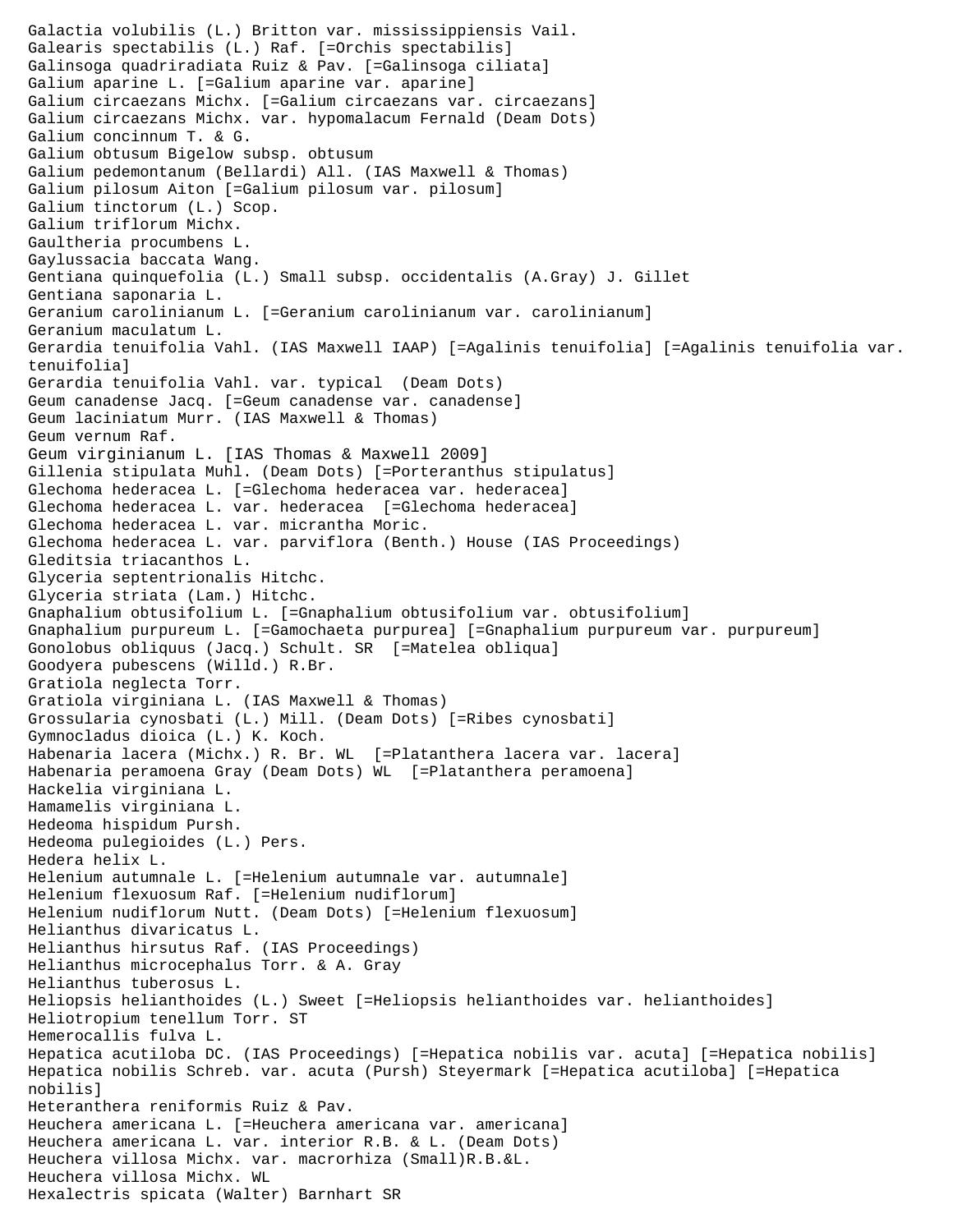Galactia volubilis (L.) Britton var. mississippiensis Vail.
Galearis spectabilis (L.) Raf. [=Orchis spectabilis]
Galinsoga quadriradiata Ruiz & Pav. [=Galinsoga ciliata]
Galium aparine L. [=Galium aparine var. aparine]
Galium circaezans Michx. [=Galium circaezans var. circaezans]
Galium circaezans Michx. var. hypomalacum Fernald (Deam Dots)
Galium concinnum T. & G.
Galium obtusum Bigelow subsp. obtusum
Galium pedemontanum (Bellardi) All. (IAS Maxwell & Thomas)
Galium pilosum Aiton [=Galium pilosum var. pilosum]
Galium tinctorum (L.) Scop.
Galium triflorum Michx.
Gaultheria procumbens L.
Gaylussacia baccata Wang.
Gentiana quinquefolia (L.) Small subsp. occidentalis (A.Gray) J. Gillet
Gentiana saponaria L.
Geranium carolinianum L. [=Geranium carolinianum var. carolinianum]
Geranium maculatum L.
Gerardia tenuifolia Vahl. (IAS Maxwell IAAP) [=Agalinis tenuifolia] [=Agalinis tenuifolia var. tenuifolia]
Gerardia tenuifolia Vahl. var. typical  (Deam Dots)
Geum canadense Jacq. [=Geum canadense var. canadense]
Geum laciniatum Murr. (IAS Maxwell & Thomas)
Geum vernum Raf.
Geum virginianum L. [IAS Thomas & Maxwell 2009]
Gillenia stipulata Muhl. (Deam Dots) [=Porteranthus stipulatus]
Glechoma hederacea L. [=Glechoma hederacea var. hederacea]
Glechoma hederacea L. var. hederacea  [=Glechoma hederacea]
Glechoma hederacea L. var. micrantha Moric.
Glechoma hederacea L. var. parviflora (Benth.) House (IAS Proceedings)
Gleditsia triacanthos L.
Glyceria septentrionalis Hitchc.
Glyceria striata (Lam.) Hitchc.
Gnaphalium obtusifolium L. [=Gnaphalium obtusifolium var. obtusifolium]
Gnaphalium purpureum L. [=Gamochaeta purpurea] [=Gnaphalium purpureum var. purpureum]
Gonolobus obliquus (Jacq.) Schult. SR  [=Matelea obliqua]
Goodyera pubescens (Willd.) R.Br.
Gratiola neglecta Torr.
Gratiola virginiana L. (IAS Maxwell & Thomas)
Grossularia cynosbati (L.) Mill. (Deam Dots) [=Ribes cynosbati]
Gymnocladus dioica (L.) K. Koch.
Habenaria lacera (Michx.) R. Br. WL  [=Platanthera lacera var. lacera]
Habenaria peramoena Gray (Deam Dots) WL  [=Platanthera peramoena]
Hackelia virginiana L.
Hamamelis virginiana L.
Hedeoma hispidum Pursh.
Hedeoma pulegioides (L.) Pers.
Hedera helix L.
Helenium autumnale L. [=Helenium autumnale var. autumnale]
Helenium flexuosum Raf. [=Helenium nudiflorum]
Helenium nudiflorum Nutt. (Deam Dots) [=Helenium flexuosum]
Helianthus divaricatus L.
Helianthus hirsutus Raf. (IAS Proceedings)
Helianthus microcephalus Torr. & A. Gray
Helianthus tuberosus L.
Heliopsis helianthoides (L.) Sweet [=Heliopsis helianthoides var. helianthoides]
Heliotropium tenellum Torr. ST
Hemerocallis fulva L.
Hepatica acutiloba DC. (IAS Proceedings) [=Hepatica nobilis var. acuta] [=Hepatica nobilis]
Hepatica nobilis Schreb. var. acuta (Pursh) Steyermark [=Hepatica acutiloba] [=Hepatica nobilis]
Heteranthera reniformis Ruiz & Pav.
Heuchera americana L. [=Heuchera americana var. americana]
Heuchera americana L. var. interior R.B. & L. (Deam Dots)
Heuchera villosa Michx. var. macrorhiza (Small)R.B.&L.
Heuchera villosa Michx. WL
Hexalectris spicata (Walter) Barnhart SR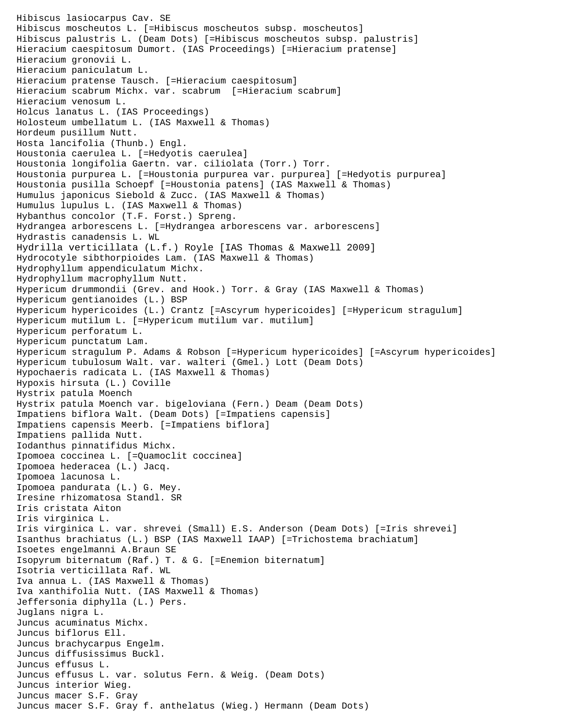Hibiscus lasiocarpus Cav. SE
Hibiscus moscheutos L. [=Hibiscus moscheutos subsp. moscheutos]
Hibiscus palustris L. (Deam Dots) [=Hibiscus moscheutos subsp. palustris]
Hieracium caespitosum Dumort. (IAS Proceedings) [=Hieracium pratense]
Hieracium gronovii L.
Hieracium paniculatum L.
Hieracium pratense Tausch. [=Hieracium caespitosum]
Hieracium scabrum Michx. var. scabrum [=Hieracium scabrum]
Hieracium venosum L.
Holcus lanatus L. (IAS Proceedings)
Holosteum umbellatum L. (IAS Maxwell & Thomas)
Hordeum pusillum Nutt.
Hosta lancifolia (Thunb.) Engl.
Houstonia caerulea L. [=Hedyotis caerulea]
Houstonia longifolia Gaertn. var. ciliolata (Torr.) Torr.
Houstonia purpurea L. [=Houstonia purpurea var. purpurea] [=Hedyotis purpurea]
Houstonia pusilla Schoepf [=Houstonia patens] (IAS Maxwell & Thomas)
Humulus japonicus Siebold & Zucc. (IAS Maxwell & Thomas)
Humulus lupulus L. (IAS Maxwell & Thomas)
Hybanthus concolor (T.F. Forst.) Spreng.
Hydrangea arborescens L. [=Hydrangea arborescens var. arborescens]
Hydrastis canadensis L. WL
Hydrilla verticillata (L.f.) Royle [IAS Thomas & Maxwell 2009]
Hydrocotyle sibthorpioides Lam. (IAS Maxwell & Thomas)
Hydrophyllum appendiculatum Michx.
Hydrophyllum macrophyllum Nutt.
Hypericum drummondii (Grev. and Hook.) Torr. & Gray (IAS Maxwell & Thomas)
Hypericum gentianoides (L.) BSP
Hypericum hypericoides (L.) Crantz [=Ascyrum hypericoides] [=Hypericum stragulum]
Hypericum mutilum L. [=Hypericum mutilum var. mutilum]
Hypericum perforatum L.
Hypericum punctatum Lam.
Hypericum stragulum P. Adams & Robson [=Hypericum hypericoides] [=Ascyrum hypericoides]
Hypericum tubulosum Walt. var. walteri (Gmel.) Lott (Deam Dots)
Hypochaeris radicata L. (IAS Maxwell & Thomas)
Hypoxis hirsuta (L.) Coville
Hystrix patula Moench
Hystrix patula Moench var. bigeloviana (Fern.) Deam (Deam Dots)
Impatiens biflora Walt. (Deam Dots) [=Impatiens capensis]
Impatiens capensis Meerb. [=Impatiens biflora]
Impatiens pallida Nutt.
Iodanthus pinnatifidus Michx.
Ipomoea coccinea L. [=Quamoclit coccinea]
Ipomoea hederacea (L.) Jacq.
Ipomoea lacunosa L.
Ipomoea pandurata (L.) G. Mey.
Iresine rhizomatosa Standl. SR
Iris cristata Aiton
Iris virginica L.
Iris virginica L. var. shrevei (Small) E.S. Anderson (Deam Dots) [=Iris shrevei]
Isanthus brachiatus (L.) BSP (IAS Maxwell IAAP) [=Trichostema brachiatum]
Isoetes engelmanni A.Braun SE
Isopyrum biternatum (Raf.) T. & G. [=Enemion biternatum]
Isotria verticillata Raf. WL
Iva annua L. (IAS Maxwell & Thomas)
Iva xanthifolia Nutt. (IAS Maxwell & Thomas)
Jeffersonia diphylla (L.) Pers.
Juglans nigra L.
Juncus acuminatus Michx.
Juncus biflorus Ell.
Juncus brachycarpus Engelm.
Juncus diffusissimus Buckl.
Juncus effusus L.
Juncus effusus L. var. solutus Fern. & Weig. (Deam Dots)
Juncus interior Wieg.
Juncus macer S.F. Gray
Juncus macer S.F. Gray f. anthelatus (Wieg.) Hermann (Deam Dots)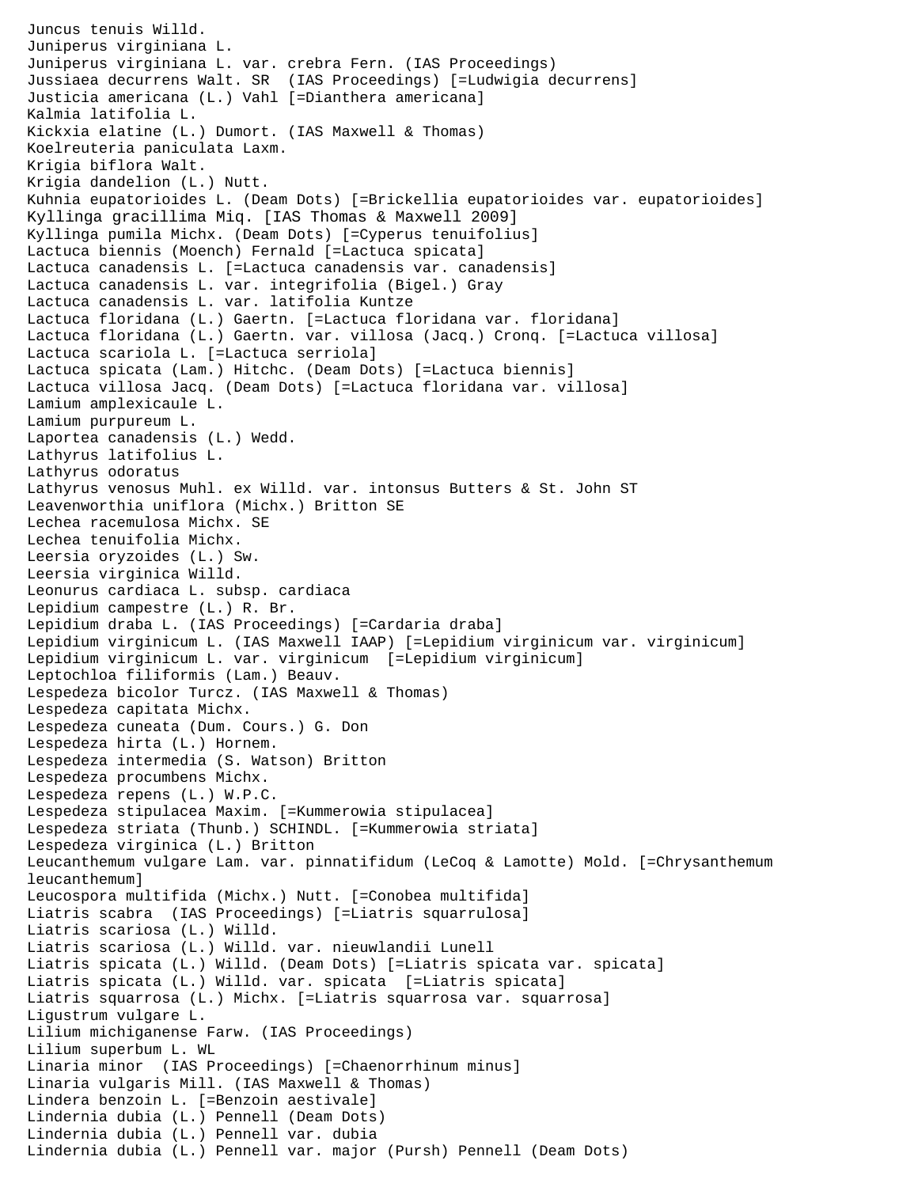Juncus tenuis Willd.
Juniperus virginiana L.
Juniperus virginiana L. var. crebra Fern. (IAS Proceedings)
Jussiaea decurrens Walt. SR  (IAS Proceedings) [=Ludwigia decurrens]
Justicia americana (L.) Vahl [=Dianthera americana]
Kalmia latifolia L.
Kickxia elatine (L.) Dumort. (IAS Maxwell & Thomas)
Koelreuteria paniculata Laxm.
Krigia biflora Walt.
Krigia dandelion (L.) Nutt.
Kuhnia eupatorioides L. (Deam Dots) [=Brickellia eupatorioides var. eupatorioides]
Kyllinga gracillima Miq. [IAS Thomas & Maxwell 2009]
Kyllinga pumila Michx. (Deam Dots) [=Cyperus tenuifolius]
Lactuca biennis (Moench) Fernald [=Lactuca spicata]
Lactuca canadensis L. [=Lactuca canadensis var. canadensis]
Lactuca canadensis L. var. integrifolia (Bigel.) Gray
Lactuca canadensis L. var. latifolia Kuntze
Lactuca floridana (L.) Gaertn. [=Lactuca floridana var. floridana]
Lactuca floridana (L.) Gaertn. var. villosa (Jacq.) Cronq. [=Lactuca villosa]
Lactuca scariola L. [=Lactuca serriola]
Lactuca spicata (Lam.) Hitchc. (Deam Dots) [=Lactuca biennis]
Lactuca villosa Jacq. (Deam Dots) [=Lactuca floridana var. villosa]
Lamium amplexicaule L.
Lamium purpureum L.
Laportea canadensis (L.) Wedd.
Lathyrus latifolius L.
Lathyrus odoratus
Lathyrus venosus Muhl. ex Willd. var. intonsus Butters & St. John ST
Leavenworthia uniflora (Michx.) Britton SE
Lechea racemulosa Michx. SE
Lechea tenuifolia Michx.
Leersia oryzoides (L.) Sw.
Leersia virginica Willd.
Leonurus cardiaca L. subsp. cardiaca
Lepidium campestre (L.) R. Br.
Lepidium draba L. (IAS Proceedings) [=Cardaria draba]
Lepidium virginicum L. (IAS Maxwell IAAP) [=Lepidium virginicum var. virginicum]
Lepidium virginicum L. var. virginicum  [=Lepidium virginicum]
Leptochloa filiformis (Lam.) Beauv.
Lespedeza bicolor Turcz. (IAS Maxwell & Thomas)
Lespedeza capitata Michx.
Lespedeza cuneata (Dum. Cours.) G. Don
Lespedeza hirta (L.) Hornem.
Lespedeza intermedia (S. Watson) Britton
Lespedeza procumbens Michx.
Lespedeza repens (L.) W.P.C.
Lespedeza stipulacea Maxim. [=Kummerowia stipulacea]
Lespedeza striata (Thunb.) SCHINDL. [=Kummerowia striata]
Lespedeza virginica (L.) Britton
Leucanthemum vulgare Lam. var. pinnatifidum (LeCoq & Lamotte) Mold. [=Chrysanthemum leucanthemum]
Leucospora multifida (Michx.) Nutt. [=Conobea multifida]
Liatris scabra  (IAS Proceedings) [=Liatris squarrulosa]
Liatris scariosa (L.) Willd.
Liatris scariosa (L.) Willd. var. nieuwlandii Lunell
Liatris spicata (L.) Willd. (Deam Dots) [=Liatris spicata var. spicata]
Liatris spicata (L.) Willd. var. spicata  [=Liatris spicata]
Liatris squarrosa (L.) Michx. [=Liatris squarrosa var. squarrosa]
Ligustrum vulgare L.
Lilium michiganense Farw. (IAS Proceedings)
Lilium superbum L. WL
Linaria minor  (IAS Proceedings) [=Chaenorrhinum minus]
Linaria vulgaris Mill. (IAS Maxwell & Thomas)
Lindera benzoin L. [=Benzoin aestivale]
Lindernia dubia (L.) Pennell (Deam Dots)
Lindernia dubia (L.) Pennell var. dubia
Lindernia dubia (L.) Pennell var. major (Pursh) Pennell (Deam Dots)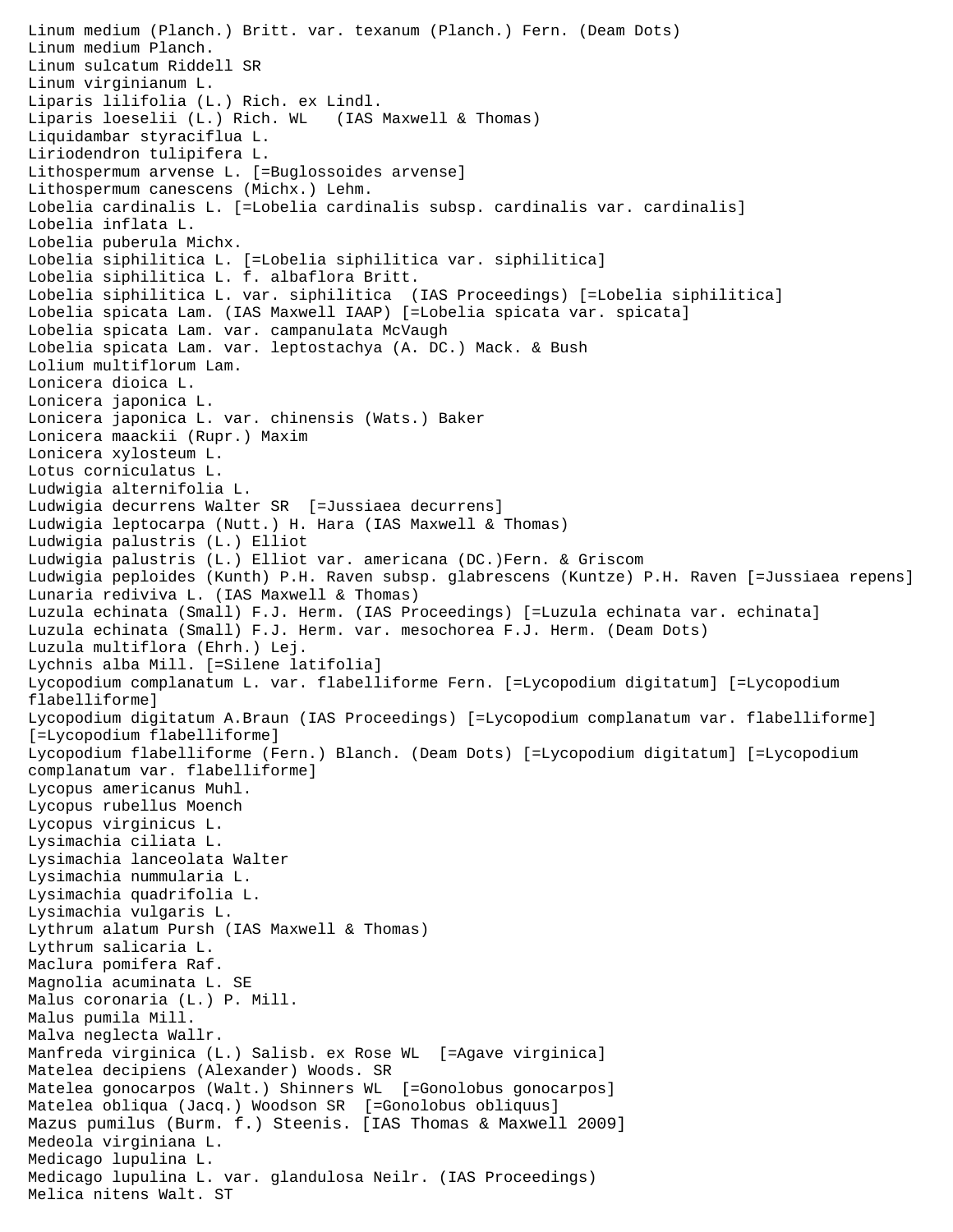Linum medium (Planch.) Britt. var. texanum (Planch.) Fern. (Deam Dots)
Linum medium Planch.
Linum sulcatum Riddell SR
Linum virginianum L.
Liparis lilifolia (L.) Rich. ex Lindl.
Liparis loeselii (L.) Rich. WL (IAS Maxwell & Thomas)
Liquidambar styraciflua L.
Liriodendron tulipifera L.
Lithospermum arvense L. [=Buglossoides arvense]
Lithospermum canescens (Michx.) Lehm.
Lobelia cardinalis L. [=Lobelia cardinalis subsp. cardinalis var. cardinalis]
Lobelia inflata L.
Lobelia puberula Michx.
Lobelia siphilitica L. [=Lobelia siphilitica var. siphilitica]
Lobelia siphilitica L. f. albaflora Britt.
Lobelia siphilitica L. var. siphilitica (IAS Proceedings) [=Lobelia siphilitica]
Lobelia spicata Lam. (IAS Maxwell IAAP) [=Lobelia spicata var. spicata]
Lobelia spicata Lam. var. campanulata McVaugh
Lobelia spicata Lam. var. leptostachya (A. DC.) Mack. & Bush
Lolium multiflorum Lam.
Lonicera dioica L.
Lonicera japonica L.
Lonicera japonica L. var. chinensis (Wats.) Baker
Lonicera maackii (Rupr.) Maxim
Lonicera xylosteum L.
Lotus corniculatus L.
Ludwigia alternifolia L.
Ludwigia decurrens Walter SR [=Jussiaea decurrens]
Ludwigia leptocarpa (Nutt.) H. Hara (IAS Maxwell & Thomas)
Ludwigia palustris (L.) Elliot
Ludwigia palustris (L.) Elliot var. americana (DC.)Fern. & Griscom
Ludwigia peploides (Kunth) P.H. Raven subsp. glabrescens (Kuntze) P.H. Raven [=Jussiaea repens]
Lunaria rediviva L. (IAS Maxwell & Thomas)
Luzula echinata (Small) F.J. Herm. (IAS Proceedings) [=Luzula echinata var. echinata]
Luzula echinata (Small) F.J. Herm. var. mesochorea F.J. Herm. (Deam Dots)
Luzula multiflora (Ehrh.) Lej.
Lychnis alba Mill. [=Silene latifolia]
Lycopodium complanatum L. var. flabelliforme Fern. [=Lycopodium digitatum] [=Lycopodium flabelliforme]
Lycopodium digitatum A.Braun (IAS Proceedings) [=Lycopodium complanatum var. flabelliforme] [=Lycopodium flabelliforme]
Lycopodium flabelliforme (Fern.) Blanch. (Deam Dots) [=Lycopodium digitatum] [=Lycopodium complanatum var. flabelliforme]
Lycopus americanus Muhl.
Lycopus rubellus Moench
Lycopus virginicus L.
Lysimachia ciliata L.
Lysimachia lanceolata Walter
Lysimachia nummularia L.
Lysimachia quadrifolia L.
Lysimachia vulgaris L.
Lythrum alatum Pursh (IAS Maxwell & Thomas)
Lythrum salicaria L.
Maclura pomifera Raf.
Magnolia acuminata L. SE
Malus coronaria (L.) P. Mill.
Malus pumila Mill.
Malva neglecta Wallr.
Manfreda virginica (L.) Salisb. ex Rose WL [=Agave virginica]
Matelea decipiens (Alexander) Woods. SR
Matelea gonocarpos (Walt.) Shinners WL [=Gonolobus gonocarpos]
Matelea obliqua (Jacq.) Woodson SR [=Gonolobus obliquus]
Mazus pumilus (Burm. f.) Steenis. [IAS Thomas & Maxwell 2009]
Medeola virginiana L.
Medicago lupulina L.
Medicago lupulina L. var. glandulosa Neilr. (IAS Proceedings)
Melica nitens Walt. ST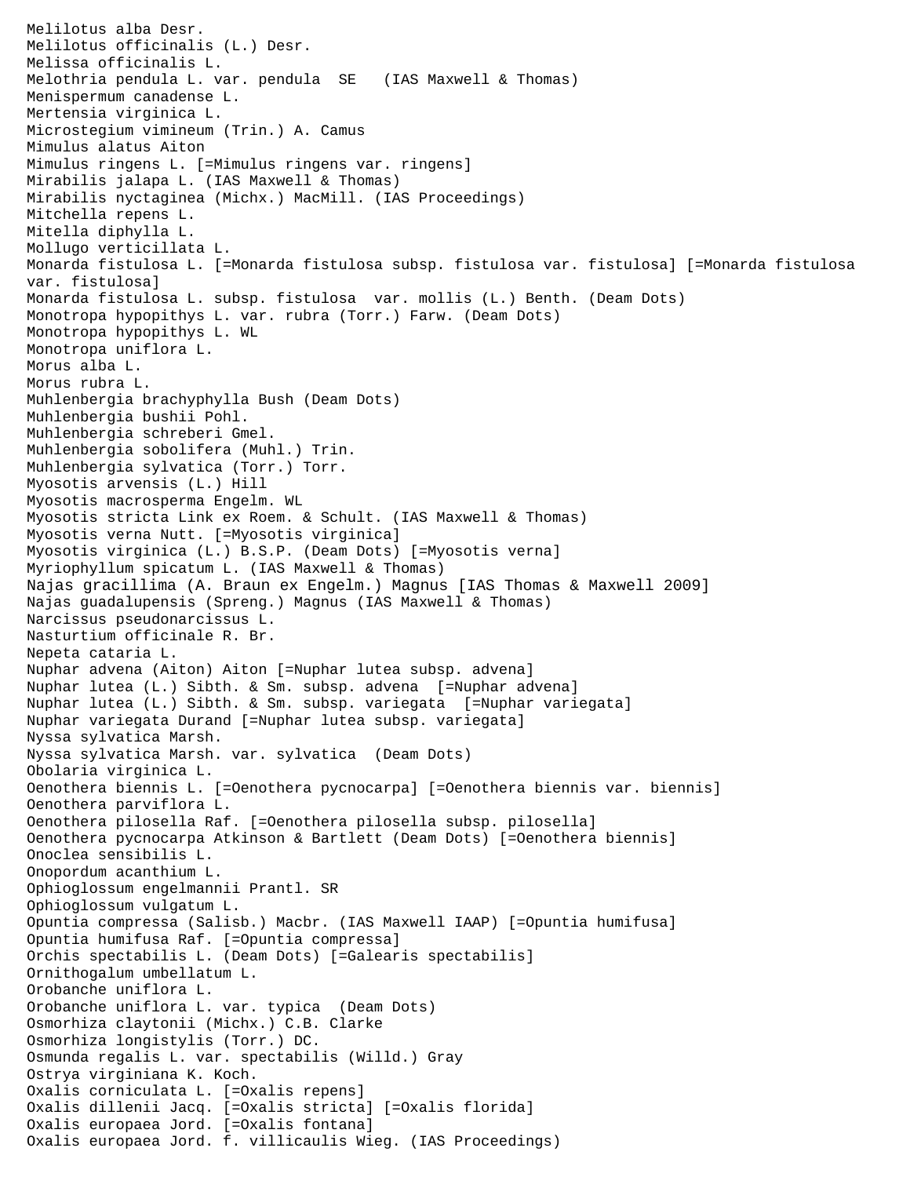Melilotus alba Desr.
Melilotus officinalis (L.) Desr.
Melissa officinalis L.
Melothria pendula L. var. pendula  SE   (IAS Maxwell & Thomas)
Menispermum canadense L.
Mertensia virginica L.
Microstegium vimineum (Trin.) A. Camus
Mimulus alatus Aiton
Mimulus ringens L. [=Mimulus ringens var. ringens]
Mirabilis jalapa L. (IAS Maxwell & Thomas)
Mirabilis nyctaginea (Michx.) MacMill. (IAS Proceedings)
Mitchella repens L.
Mitella diphylla L.
Mollugo verticillata L.
Monarda fistulosa L. [=Monarda fistulosa subsp. fistulosa var. fistulosa] [=Monarda fistulosa var. fistulosa]
Monarda fistulosa L. subsp. fistulosa  var. mollis (L.) Benth. (Deam Dots)
Monotropa hypopithys L. var. rubra (Torr.) Farw. (Deam Dots)
Monotropa hypopithys L. WL
Monotropa uniflora L.
Morus alba L.
Morus rubra L.
Muhlenbergia brachyphylla Bush (Deam Dots)
Muhlenbergia bushii Pohl.
Muhlenbergia schreberi Gmel.
Muhlenbergia sobolifera (Muhl.) Trin.
Muhlenbergia sylvatica (Torr.) Torr.
Myosotis arvensis (L.) Hill
Myosotis macrosperma Engelm. WL
Myosotis stricta Link ex Roem. & Schult. (IAS Maxwell & Thomas)
Myosotis verna Nutt. [=Myosotis virginica]
Myosotis virginica (L.) B.S.P. (Deam Dots) [=Myosotis verna]
Myriophyllum spicatum L. (IAS Maxwell & Thomas)
Najas gracillima (A. Braun ex Engelm.) Magnus [IAS Thomas & Maxwell 2009]
Najas guadalupensis (Spreng.) Magnus (IAS Maxwell & Thomas)
Narcissus pseudonarcissus L.
Nasturtium officinale R. Br.
Nepeta cataria L.
Nuphar advena (Aiton) Aiton [=Nuphar lutea subsp. advena]
Nuphar lutea (L.) Sibth. & Sm. subsp. advena  [=Nuphar advena]
Nuphar lutea (L.) Sibth. & Sm. subsp. variegata  [=Nuphar variegata]
Nuphar variegata Durand [=Nuphar lutea subsp. variegata]
Nyssa sylvatica Marsh.
Nyssa sylvatica Marsh. var. sylvatica  (Deam Dots)
Obolaria virginica L.
Oenothera biennis L. [=Oenothera pycnocarpa] [=Oenothera biennis var. biennis]
Oenothera parviflora L.
Oenothera pilosella Raf. [=Oenothera pilosella subsp. pilosella]
Oenothera pycnocarpa Atkinson & Bartlett (Deam Dots) [=Oenothera biennis]
Onoclea sensibilis L.
Onopordum acanthium L.
Ophioglossum engelmannii Prantl. SR
Ophioglossum vulgatum L.
Opuntia compressa (Salisb.) Macbr. (IAS Maxwell IAAP) [=Opuntia humifusa]
Opuntia humifusa Raf. [=Opuntia compressa]
Orchis spectabilis L. (Deam Dots) [=Galearis spectabilis]
Ornithogalum umbellatum L.
Orobanche uniflora L.
Orobanche uniflora L. var. typica  (Deam Dots)
Osmorhiza claytonii (Michx.) C.B. Clarke
Osmorhiza longistylis (Torr.) DC.
Osmunda regalis L. var. spectabilis (Willd.) Gray
Ostrya virginiana K. Koch.
Oxalis corniculata L. [=Oxalis repens]
Oxalis dillenii Jacq. [=Oxalis stricta] [=Oxalis florida]
Oxalis europaea Jord. [=Oxalis fontana]
Oxalis europaea Jord. f. villicaulis Wieg. (IAS Proceedings)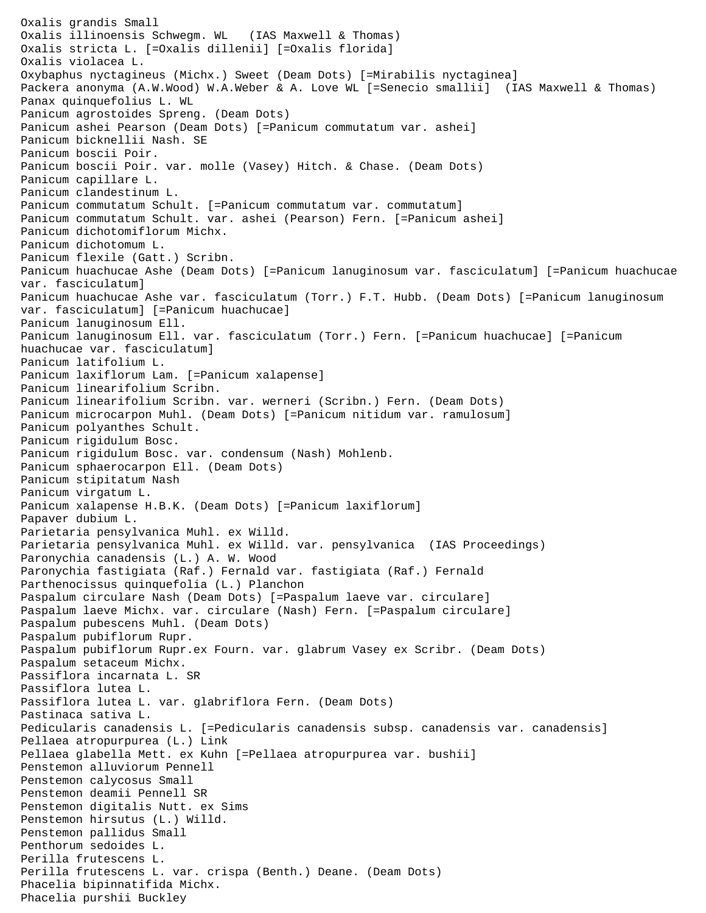Oxalis grandis Small
Oxalis illinoensis Schwegm. WL (IAS Maxwell & Thomas)
Oxalis stricta L. [=Oxalis dillenii] [=Oxalis florida]
Oxalis violacea L.
Oxybaphus nyctagineus (Michx.) Sweet (Deam Dots) [=Mirabilis nyctaginea]
Packera anonyma (A.W.Wood) W.A.Weber & A. Love WL [=Senecio smallii] (IAS Maxwell & Thomas)
Panax quinquefolius L. WL
Panicum agrostoides Spreng. (Deam Dots)
Panicum ashei Pearson (Deam Dots) [=Panicum commutatum var. ashei]
Panicum bicknellii Nash. SE
Panicum boscii Poir.
Panicum boscii Poir. var. molle (Vasey) Hitch. & Chase. (Deam Dots)
Panicum capillare L.
Panicum clandestinum L.
Panicum commutatum Schult. [=Panicum commutatum var. commutatum]
Panicum commutatum Schult. var. ashei (Pearson) Fern. [=Panicum ashei]
Panicum dichotomiflorum Michx.
Panicum dichotomum L.
Panicum flexile (Gatt.) Scribn.
Panicum huachucae Ashe (Deam Dots) [=Panicum lanuginosum var. fasciculatum] [=Panicum huachucae var. fasciculatum]
Panicum huachucae Ashe var. fasciculatum (Torr.) F.T. Hubb. (Deam Dots) [=Panicum lanuginosum var. fasciculatum] [=Panicum huachucae]
Panicum lanuginosum Ell.
Panicum lanuginosum Ell. var. fasciculatum (Torr.) Fern. [=Panicum huachucae] [=Panicum huachucae var. fasciculatum]
Panicum latifolium L.
Panicum laxiflorum Lam. [=Panicum xalapense]
Panicum linearifolium Scribn.
Panicum linearifolium Scribn. var. werneri (Scribn.) Fern. (Deam Dots)
Panicum microcarpon Muhl. (Deam Dots) [=Panicum nitidum var. ramulosum]
Panicum polyanthes Schult.
Panicum rigidulum Bosc.
Panicum rigidulum Bosc. var. condensum (Nash) Mohlenb.
Panicum sphaerocarpon Ell. (Deam Dots)
Panicum stipitatum Nash
Panicum virgatum L.
Panicum xalapense H.B.K. (Deam Dots) [=Panicum laxiflorum]
Papaver dubium L.
Parietaria pensylvanica Muhl. ex Willd.
Parietaria pensylvanica Muhl. ex Willd. var. pensylvanica (IAS Proceedings)
Paronychia canadensis (L.) A. W. Wood
Paronychia fastigiata (Raf.) Fernald var. fastigiata (Raf.) Fernald
Parthenocissus quinquefolia (L.) Planchon
Paspalum circulare Nash (Deam Dots) [=Paspalum laeve var. circulare]
Paspalum laeve Michx. var. circulare (Nash) Fern. [=Paspalum circulare]
Paspalum pubescens Muhl. (Deam Dots)
Paspalum pubiflorum Rupr.
Paspalum pubiflorum Rupr.ex Fourn. var. glabrum Vasey ex Scribr. (Deam Dots)
Paspalum setaceum Michx.
Passiflora incarnata L. SR
Passiflora lutea L.
Passiflora lutea L. var. glabriflora Fern. (Deam Dots)
Pastinaca sativa L.
Pedicularis canadensis L. [=Pedicularis canadensis subsp. canadensis var. canadensis]
Pellaea atropurpurea (L.) Link
Pellaea glabella Mett. ex Kuhn [=Pellaea atropurpurea var. bushii]
Penstemon alluviorum Pennell
Penstemon calycosus Small
Penstemon deamii Pennell SR
Penstemon digitalis Nutt. ex Sims
Penstemon hirsutus (L.) Willd.
Penstemon pallidus Small
Penthorum sedoides L.
Perilla frutescens L.
Perilla frutescens L. var. crispa (Benth.) Deane. (Deam Dots)
Phacelia bipinnatifida Michx.
Phacelia purshii Buckley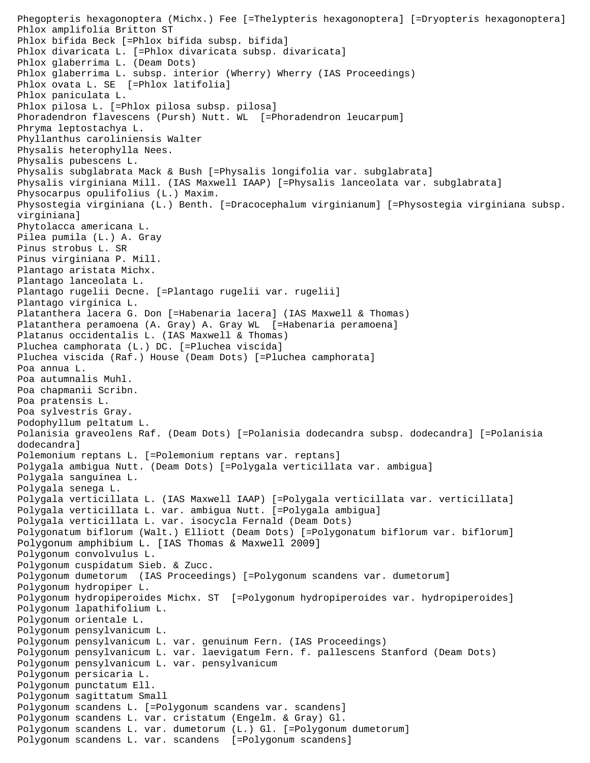Phegopteris hexagonoptera (Michx.) Fee [=Thelypteris hexagonoptera] [=Dryopteris hexagonoptera]
Phlox amplifolia Britton ST
Phlox bifida Beck [=Phlox bifida subsp. bifida]
Phlox divaricata L. [=Phlox divaricata subsp. divaricata]
Phlox glaberrima L. (Deam Dots)
Phlox glaberrima L. subsp. interior (Wherry) Wherry (IAS Proceedings)
Phlox ovata L. SE [=Phlox latifolia]
Phlox paniculata L.
Phlox pilosa L. [=Phlox pilosa subsp. pilosa]
Phoradendron flavescens (Pursh) Nutt. WL [=Phoradendron leucarpum]
Phryma leptostachya L.
Phyllanthus caroliniensis Walter
Physalis heterophylla Nees.
Physalis pubescens L.
Physalis subglabrata Mack & Bush [=Physalis longifolia var. subglabrata]
Physalis virginiana Mill. (IAS Maxwell IAAP) [=Physalis lanceolata var. subglabrata]
Physocarpus opulifolius (L.) Maxim.
Physostegia virginiana (L.) Benth. [=Dracocephalum virginianum] [=Physostegia virginiana subsp. virginiana]
Phytolacca americana L.
Pilea pumila (L.) A. Gray
Pinus strobus L. SR
Pinus virginiana P. Mill.
Plantago aristata Michx.
Plantago lanceolata L.
Plantago rugelii Decne. [=Plantago rugelii var. rugelii]
Plantago virginica L.
Platanthera lacera G. Don [=Habenaria lacera] (IAS Maxwell & Thomas)
Platanthera peramoena (A. Gray) A. Gray WL [=Habenaria peramoena]
Platanus occidentalis L. (IAS Maxwell & Thomas)
Pluchea camphorata (L.) DC. [=Pluchea viscida]
Pluchea viscida (Raf.) House (Deam Dots) [=Pluchea camphorata]
Poa annua L.
Poa autumnalis Muhl.
Poa chapmanii Scribn.
Poa pratensis L.
Poa sylvestris Gray.
Podophyllum peltatum L.
Polanisia graveolens Raf. (Deam Dots) [=Polanisia dodecandra subsp. dodecandra] [=Polanisia dodecandra]
Polemonium reptans L. [=Polemonium reptans var. reptans]
Polygala ambigua Nutt. (Deam Dots) [=Polygala verticillata var. ambigua]
Polygala sanguinea L.
Polygala senega L.
Polygala verticillata L. (IAS Maxwell IAAP) [=Polygala verticillata var. verticillata]
Polygala verticillata L. var. ambigua Nutt. [=Polygala ambigua]
Polygala verticillata L. var. isocycla Fernald (Deam Dots)
Polygonatum biflorum (Walt.) Elliott (Deam Dots) [=Polygonatum biflorum var. biflorum]
Polygonum amphibium L. [IAS Thomas & Maxwell 2009]
Polygonum convolvulus L.
Polygonum cuspidatum Sieb. & Zucc.
Polygonum dumetorum (IAS Proceedings) [=Polygonum scandens var. dumetorum]
Polygonum hydropiper L.
Polygonum hydropiperoides Michx. ST [=Polygonum hydropiperoides var. hydropiperoides]
Polygonum lapathifolium L.
Polygonum orientale L.
Polygonum pensylvanicum L.
Polygonum pensylvanicum L. var. genuinum Fern. (IAS Proceedings)
Polygonum pensylvanicum L. var. laevigatum Fern. f. pallescens Stanford (Deam Dots)
Polygonum pensylvanicum L. var. pensylvanicum
Polygonum persicaria L.
Polygonum punctatum Ell.
Polygonum sagittatum Small
Polygonum scandens L. [=Polygonum scandens var. scandens]
Polygonum scandens L. var. cristatum (Engelm. & Gray) Gl.
Polygonum scandens L. var. dumetorum (L.) Gl. [=Polygonum dumetorum]
Polygonum scandens L. var. scandens [=Polygonum scandens]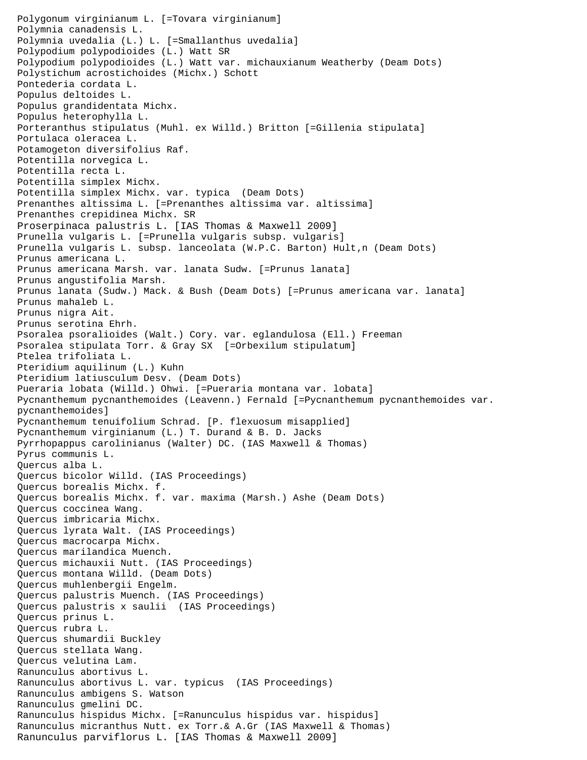Polygonum virginianum L. [=Tovara virginianum]
Polymnia canadensis L.
Polymnia uvedalia (L.) L. [=Smallanthus uvedalia]
Polypodium polypodioides (L.) Watt SR
Polypodium polypodioides (L.) Watt var. michauxianum Weatherby (Deam Dots)
Polystichum acrostichoides (Michx.) Schott
Pontederia cordata L.
Populus deltoides L.
Populus grandidentata Michx.
Populus heterophylla L.
Porteranthus stipulatus (Muhl. ex Willd.) Britton [=Gillenia stipulata]
Portulaca oleracea L.
Potamogeton diversifolius Raf.
Potentilla norvegica L.
Potentilla recta L.
Potentilla simplex Michx.
Potentilla simplex Michx. var. typica (Deam Dots)
Prenanthes altissima L. [=Prenanthes altissima var. altissima]
Prenanthes crepidinea Michx. SR
Proserpinaca palustris L. [IAS Thomas & Maxwell 2009]
Prunella vulgaris L. [=Prunella vulgaris subsp. vulgaris]
Prunella vulgaris L. subsp. lanceolata (W.P.C. Barton) Hult,n (Deam Dots)
Prunus americana L.
Prunus americana Marsh. var. lanata Sudw. [=Prunus lanata]
Prunus angustifolia Marsh.
Prunus lanata (Sudw.) Mack. & Bush (Deam Dots) [=Prunus americana var. lanata]
Prunus mahaleb L.
Prunus nigra Ait.
Prunus serotina Ehrh.
Psoralea psoralioides (Walt.) Cory. var. eglandulosa (Ell.) Freeman
Psoralea stipulata Torr. & Gray SX [=Orbexilum stipulatum]
Ptelea trifoliata L.
Pteridium aquilinum (L.) Kuhn
Pteridium latiusculum Desv. (Deam Dots)
Pueraria lobata (Willd.) Ohwi. [=Pueraria montana var. lobata]
Pycnanthemum pycnanthemoides (Leavenn.) Fernald [=Pycnanthemum pycnanthemoides var. pycnanthemoides]
Pycnanthemum tenuifolium Schrad. [P. flexuosum misapplied]
Pycnanthemum virginianum (L.) T. Durand & B. D. Jacks
Pyrrhopappus carolinianus (Walter) DC. (IAS Maxwell & Thomas)
Pyrus communis L.
Quercus alba L.
Quercus bicolor Willd. (IAS Proceedings)
Quercus borealis Michx. f.
Quercus borealis Michx. f. var. maxima (Marsh.) Ashe (Deam Dots)
Quercus coccinea Wang.
Quercus imbricaria Michx.
Quercus lyrata Walt. (IAS Proceedings)
Quercus macrocarpa Michx.
Quercus marilandica Muench.
Quercus michauxii Nutt. (IAS Proceedings)
Quercus montana Willd. (Deam Dots)
Quercus muhlenbergii Engelm.
Quercus palustris Muench. (IAS Proceedings)
Quercus palustris x saulii (IAS Proceedings)
Quercus prinus L.
Quercus rubra L.
Quercus shumardii Buckley
Quercus stellata Wang.
Quercus velutina Lam.
Ranunculus abortivus L.
Ranunculus abortivus L. var. typicus (IAS Proceedings)
Ranunculus ambigens S. Watson
Ranunculus gmelini DC.
Ranunculus hispidus Michx. [=Ranunculus hispidus var. hispidus]
Ranunculus micranthus Nutt. ex Torr.& A.Gr (IAS Maxwell & Thomas)
Ranunculus parviflorus L. [IAS Thomas & Maxwell 2009]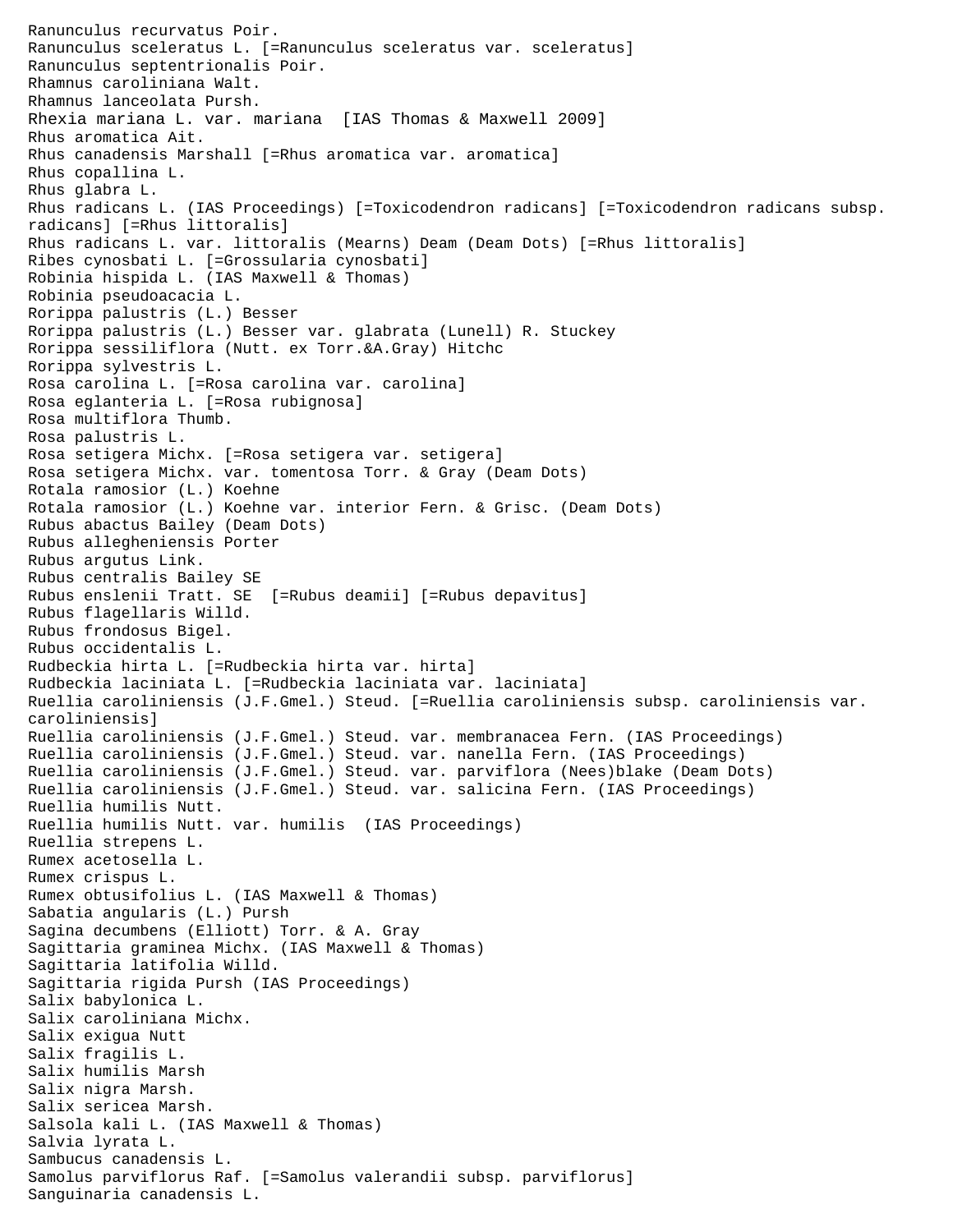Ranunculus recurvatus Poir.
Ranunculus sceleratus L. [=Ranunculus sceleratus var. sceleratus]
Ranunculus septentrionalis Poir.
Rhamnus caroliniana Walt.
Rhamnus lanceolata Pursh.
Rhexia mariana L. var. mariana [IAS Thomas & Maxwell 2009]
Rhus aromatica Ait.
Rhus canadensis Marshall [=Rhus aromatica var. aromatica]
Rhus copallina L.
Rhus glabra L.
Rhus radicans L. (IAS Proceedings) [=Toxicodendron radicans] [=Toxicodendron radicans subsp. radicans] [=Rhus littoralis]
Rhus radicans L. var. littoralis (Mearns) Deam (Deam Dots) [=Rhus littoralis]
Ribes cynosbati L. [=Grossularia cynosbati]
Robinia hispida L. (IAS Maxwell & Thomas)
Robinia pseudoacacia L.
Rorippa palustris (L.) Besser
Rorippa palustris (L.) Besser var. glabrata (Lunell) R. Stuckey
Rorippa sessiliflora (Nutt. ex Torr.&A.Gray) Hitchc
Rorippa sylvestris L.
Rosa carolina L. [=Rosa carolina var. carolina]
Rosa eglanteria L. [=Rosa rubignosa]
Rosa multiflora Thumb.
Rosa palustris L.
Rosa setigera Michx. [=Rosa setigera var. setigera]
Rosa setigera Michx. var. tomentosa Torr. & Gray (Deam Dots)
Rotala ramosior (L.) Koehne
Rotala ramosior (L.) Koehne var. interior Fern. & Grisc. (Deam Dots)
Rubus abactus Bailey (Deam Dots)
Rubus allegheniensis Porter
Rubus argutus Link.
Rubus centralis Bailey SE
Rubus enslenii Tratt. SE [=Rubus deamii] [=Rubus depavitus]
Rubus flagellaris Willd.
Rubus frondosus Bigel.
Rubus occidentalis L.
Rudbeckia hirta L. [=Rudbeckia hirta var. hirta]
Rudbeckia laciniata L. [=Rudbeckia laciniata var. laciniata]
Ruellia caroliniensis (J.F.Gmel.) Steud. [=Ruellia caroliniensis subsp. caroliniensis var. caroliniensis]
Ruellia caroliniensis (J.F.Gmel.) Steud. var. membranacea Fern. (IAS Proceedings)
Ruellia caroliniensis (J.F.Gmel.) Steud. var. nanella Fern. (IAS Proceedings)
Ruellia caroliniensis (J.F.Gmel.) Steud. var. parviflora (Nees)blake (Deam Dots)
Ruellia caroliniensis (J.F.Gmel.) Steud. var. salicina Fern. (IAS Proceedings)
Ruellia humilis Nutt.
Ruellia humilis Nutt. var. humilis (IAS Proceedings)
Ruellia strepens L.
Rumex acetosella L.
Rumex crispus L.
Rumex obtusifolius L. (IAS Maxwell & Thomas)
Sabatia angularis (L.) Pursh
Sagina decumbens (Elliott) Torr. & A. Gray
Sagittaria graminea Michx. (IAS Maxwell & Thomas)
Sagittaria latifolia Willd.
Sagittaria rigida Pursh (IAS Proceedings)
Salix babylonica L.
Salix caroliniana Michx.
Salix exigua Nutt
Salix fragilis L.
Salix humilis Marsh
Salix nigra Marsh.
Salix sericea Marsh.
Salsola kali L. (IAS Maxwell & Thomas)
Salvia lyrata L.
Sambucus canadensis L.
Samolus parviflorus Raf. [=Samolus valerandii subsp. parviflorus]
Sanguinaria canadensis L.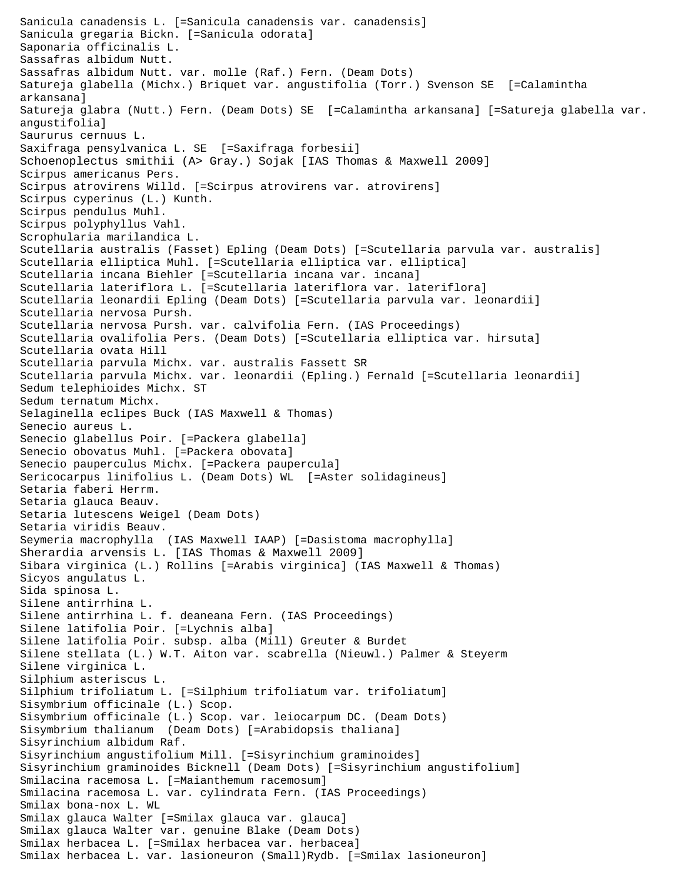Sanicula canadensis L. [=Sanicula canadensis var. canadensis]
Sanicula gregaria Bickn. [=Sanicula odorata]
Saponaria officinalis L.
Sassafras albidum Nutt.
Sassafras albidum Nutt. var. molle (Raf.) Fern. (Deam Dots)
Satureja glabella (Michx.) Briquet var. angustifolia (Torr.) Svenson SE [=Calamintha arkansana]
Satureja glabra (Nutt.) Fern. (Deam Dots) SE [=Calamintha arkansana] [=Satureja glabella var. angustifolia]
Saururus cernuus L.
Saxifraga pensylvanica L. SE [=Saxifraga forbesii]
Schoenoplectus smithii (A> Gray.) Sojak [IAS Thomas & Maxwell 2009]
Scirpus americanus Pers.
Scirpus atrovirens Willd. [=Scirpus atrovirens var. atrovirens]
Scirpus cyperinus (L.) Kunth.
Scirpus pendulus Muhl.
Scirpus polyphyllus Vahl.
Scrophularia marilandica L.
Scutellaria australis (Fasset) Epling (Deam Dots) [=Scutellaria parvula var. australis]
Scutellaria elliptica Muhl. [=Scutellaria elliptica var. elliptica]
Scutellaria incana Biehler [=Scutellaria incana var. incana]
Scutellaria lateriflora L. [=Scutellaria lateriflora var. lateriflora]
Scutellaria leonardii Epling (Deam Dots) [=Scutellaria parvula var. leonardii]
Scutellaria nervosa Pursh.
Scutellaria nervosa Pursh. var. calvifolia Fern. (IAS Proceedings)
Scutellaria ovalifolia Pers. (Deam Dots) [=Scutellaria elliptica var. hirsuta]
Scutellaria ovata Hill
Scutellaria parvula Michx. var. australis Fassett SR
Scutellaria parvula Michx. var. leonardii (Epling.) Fernald [=Scutellaria leonardii]
Sedum telephioides Michx. ST
Sedum ternatum Michx.
Selaginella eclipes Buck (IAS Maxwell & Thomas)
Senecio aureus L.
Senecio glabellus Poir. [=Packera glabella]
Senecio obovatus Muhl. [=Packera obovata]
Senecio pauperculus Michx. [=Packera paupercula]
Sericocarpus linifolius L. (Deam Dots) WL [=Aster solidagineus]
Setaria faberi Herrm.
Setaria glauca Beauv.
Setaria lutescens Weigel (Deam Dots)
Setaria viridis Beauv.
Seymeria macrophylla (IAS Maxwell IAAP) [=Dasistoma macrophylla]
Sherardia arvensis L. [IAS Thomas & Maxwell 2009]
Sibara virginica (L.) Rollins [=Arabis virginica] (IAS Maxwell & Thomas)
Sicyos angulatus L.
Sida spinosa L.
Silene antirrhina L.
Silene antirrhina L. f. deaneana Fern. (IAS Proceedings)
Silene latifolia Poir. [=Lychnis alba]
Silene latifolia Poir. subsp. alba (Mill) Greuter & Burdet
Silene stellata (L.) W.T. Aiton var. scabrella (Nieuwl.) Palmer & Steyerm
Silene virginica L.
Silphium asteriscus L.
Silphium trifoliatum L. [=Silphium trifoliatum var. trifoliatum]
Sisymbrium officinale (L.) Scop.
Sisymbrium officinale (L.) Scop. var. leiocarpum DC. (Deam Dots)
Sisymbrium thalianum (Deam Dots) [=Arabidopsis thaliana]
Sisyrinchium albidum Raf.
Sisyrinchium angustifolium Mill. [=Sisyrinchium graminoides]
Sisyrinchium graminoides Bicknell (Deam Dots) [=Sisyrinchium angustifolium]
Smilacina racemosa L. [=Maianthemum racemosum]
Smilacina racemosa L. var. cylindrata Fern. (IAS Proceedings)
Smilax bona-nox L. WL
Smilax glauca Walter [=Smilax glauca var. glauca]
Smilax glauca Walter var. genuine Blake (Deam Dots)
Smilax herbacea L. [=Smilax herbacea var. herbacea]
Smilax herbacea L. var. lasioneuron (Small)Rydb. [=Smilax lasioneuron]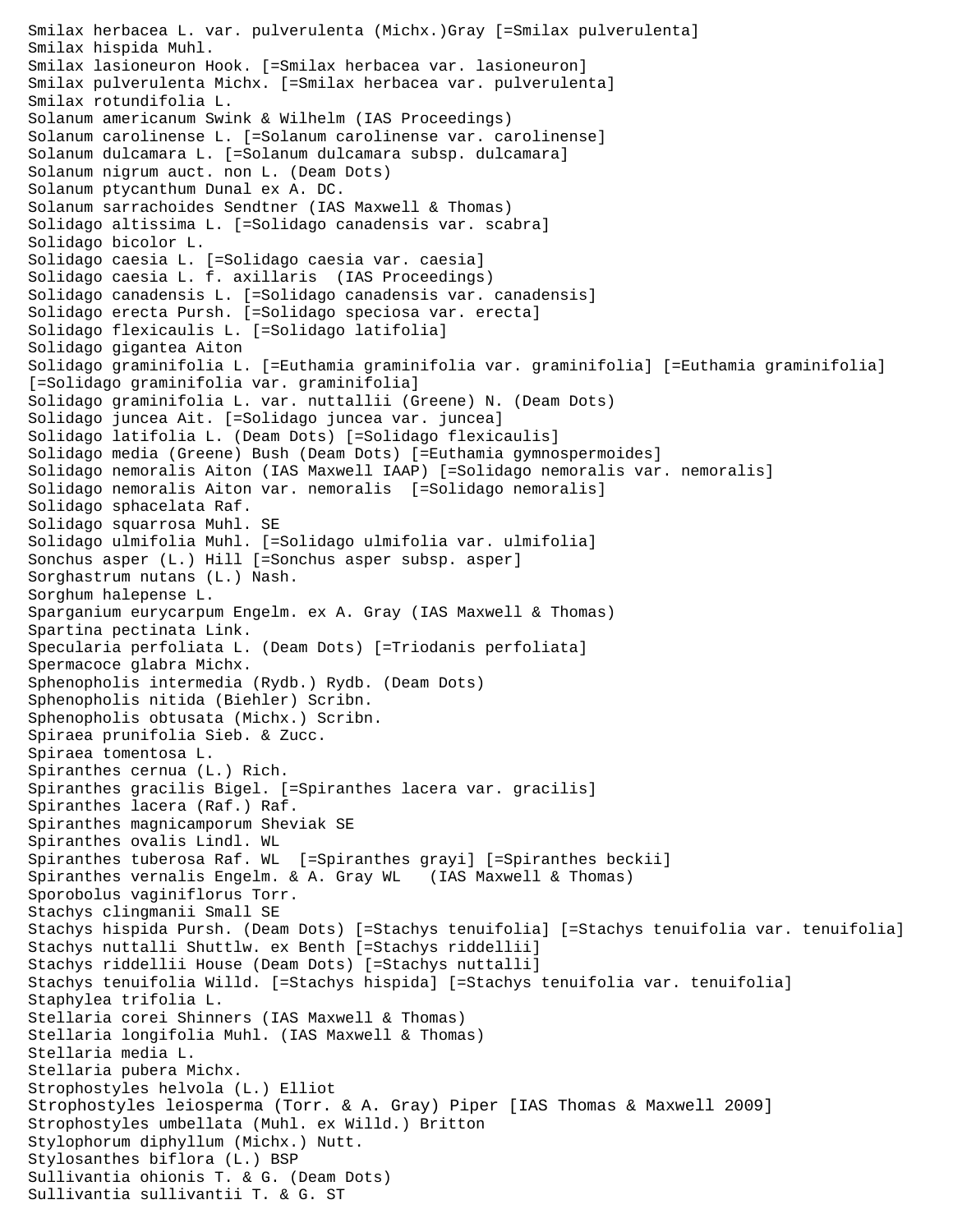Smilax herbacea L. var. pulverulenta (Michx.)Gray [=Smilax pulverulenta]
Smilax hispida Muhl.
Smilax lasioneuron Hook. [=Smilax herbacea var. lasioneuron]
Smilax pulverulenta Michx. [=Smilax herbacea var. pulverulenta]
Smilax rotundifolia L.
Solanum americanum Swink & Wilhelm (IAS Proceedings)
Solanum carolinense L. [=Solanum carolinense var. carolinense]
Solanum dulcamara L. [=Solanum dulcamara subsp. dulcamara]
Solanum nigrum auct. non L. (Deam Dots)
Solanum ptycanthum Dunal ex A. DC.
Solanum sarrachoides Sendtner (IAS Maxwell & Thomas)
Solidago altissima L. [=Solidago canadensis var. scabra]
Solidago bicolor L.
Solidago caesia L. [=Solidago caesia var. caesia]
Solidago caesia L. f. axillaris (IAS Proceedings)
Solidago canadensis L. [=Solidago canadensis var. canadensis]
Solidago erecta Pursh. [=Solidago speciosa var. erecta]
Solidago flexicaulis L. [=Solidago latifolia]
Solidago gigantea Aiton
Solidago graminifolia L. [=Euthamia graminifolia var. graminifolia] [=Euthamia graminifolia] [=Solidago graminifolia var. graminifolia]
Solidago graminifolia L. var. nuttallii (Greene) N. (Deam Dots)
Solidago juncea Ait. [=Solidago juncea var. juncea]
Solidago latifolia L. (Deam Dots) [=Solidago flexicaulis]
Solidago media (Greene) Bush (Deam Dots) [=Euthamia gymnospermoides]
Solidago nemoralis Aiton (IAS Maxwell IAAP) [=Solidago nemoralis var. nemoralis]
Solidago nemoralis Aiton var. nemoralis [=Solidago nemoralis]
Solidago sphacelata Raf.
Solidago squarrosa Muhl. SE
Solidago ulmifolia Muhl. [=Solidago ulmifolia var. ulmifolia]
Sonchus asper (L.) Hill [=Sonchus asper subsp. asper]
Sorghastrum nutans (L.) Nash.
Sorghum halepense L.
Sparganium eurycarpum Engelm. ex A. Gray (IAS Maxwell & Thomas)
Spartina pectinata Link.
Specularia perfoliata L. (Deam Dots) [=Triodanis perfoliata]
Spermacoce glabra Michx.
Sphenopholis intermedia (Rydb.) Rydb. (Deam Dots)
Sphenopholis nitida (Biehler) Scribn.
Sphenopholis obtusata (Michx.) Scribn.
Spiraea prunifolia Sieb. & Zucc.
Spiraea tomentosa L.
Spiranthes cernua (L.) Rich.
Spiranthes gracilis Bigel. [=Spiranthes lacera var. gracilis]
Spiranthes lacera (Raf.) Raf.
Spiranthes magnicamporum Sheviak SE
Spiranthes ovalis Lindl. WL
Spiranthes tuberosa Raf. WL [=Spiranthes grayi] [=Spiranthes beckii]
Spiranthes vernalis Engelm. & A. Gray WL (IAS Maxwell & Thomas)
Sporobolus vaginiflorus Torr.
Stachys clingmanii Small SE
Stachys hispida Pursh. (Deam Dots) [=Stachys tenuifolia] [=Stachys tenuifolia var. tenuifolia]
Stachys nuttalli Shuttlw. ex Benth [=Stachys riddellii]
Stachys riddellii House (Deam Dots) [=Stachys nuttalli]
Stachys tenuifolia Willd. [=Stachys hispida] [=Stachys tenuifolia var. tenuifolia]
Staphylea trifolia L.
Stellaria corei Shinners (IAS Maxwell & Thomas)
Stellaria longifolia Muhl. (IAS Maxwell & Thomas)
Stellaria media L.
Stellaria pubera Michx.
Strophostyles helvola (L.) Elliot
Strophostyles leiosperma (Torr. & A. Gray) Piper [IAS Thomas & Maxwell 2009]
Strophostyles umbellata (Muhl. ex Willd.) Britton
Stylophorum diphyllum (Michx.) Nutt.
Stylosanthes biflora (L.) BSP
Sullivantia ohionis T. & G. (Deam Dots)
Sullivantia sullivantii T. & G. ST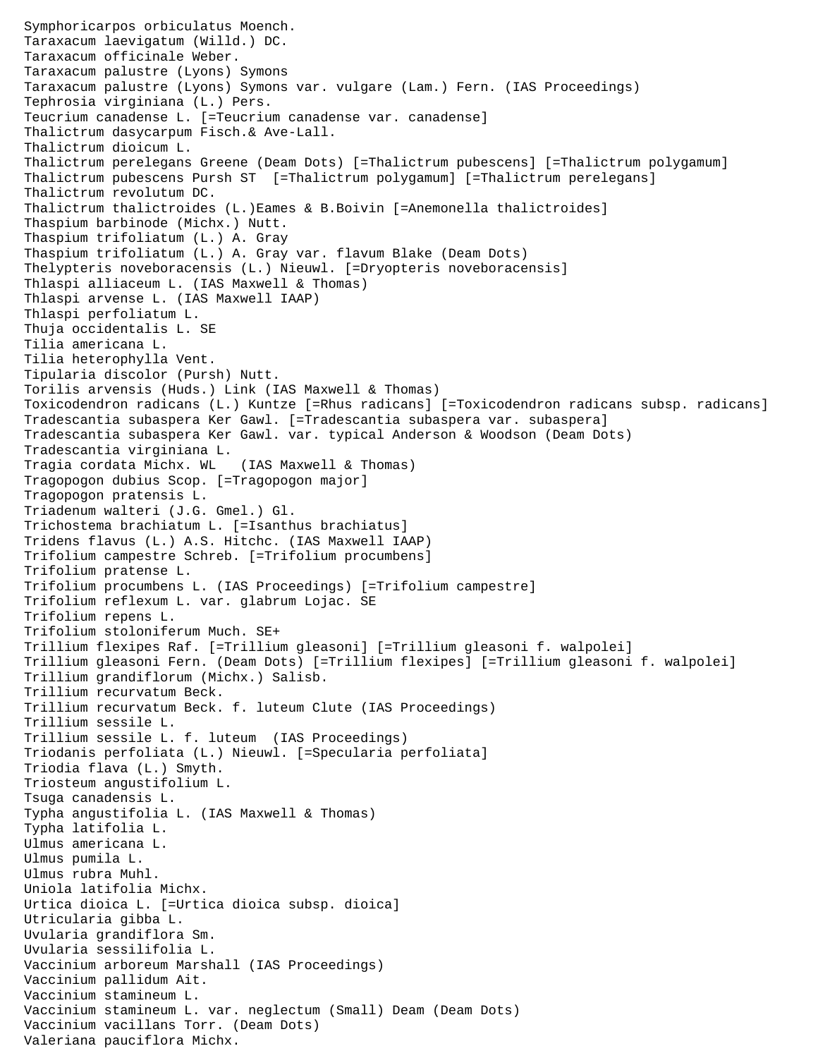Symphoricarpos orbiculatus Moench.
Taraxacum laevigatum (Willd.) DC.
Taraxacum officinale Weber.
Taraxacum palustre (Lyons) Symons
Taraxacum palustre (Lyons) Symons var. vulgare (Lam.) Fern. (IAS Proceedings)
Tephrosia virginiana (L.) Pers.
Teucrium canadense L. [=Teucrium canadense var. canadense]
Thalictrum dasycarpum Fisch.& Ave-Lall.
Thalictrum dioicum L.
Thalictrum perelegans Greene (Deam Dots) [=Thalictrum pubescens] [=Thalictrum polygamum]
Thalictrum pubescens Pursh ST [=Thalictrum polygamum] [=Thalictrum perelegans]
Thalictrum revolutum DC.
Thalictrum thalictroides (L.)Eames & B.Boivin [=Anemonella thalictroides]
Thaspium barbinode (Michx.) Nutt.
Thaspium trifoliatum (L.) A. Gray
Thaspium trifoliatum (L.) A. Gray var. flavum Blake (Deam Dots)
Thelypteris noveboracensis (L.) Nieuwl. [=Dryopteris noveboracensis]
Thlaspi alliaceum L. (IAS Maxwell & Thomas)
Thlaspi arvense L. (IAS Maxwell IAAP)
Thlaspi perfoliatum L.
Thuja occidentalis L. SE
Tilia americana L.
Tilia heterophylla Vent.
Tipularia discolor (Pursh) Nutt.
Torilis arvensis (Huds.) Link (IAS Maxwell & Thomas)
Toxicodendron radicans (L.) Kuntze [=Rhus radicans] [=Toxicodendron radicans subsp. radicans]
Tradescantia subaspera Ker Gawl. [=Tradescantia subaspera var. subaspera]
Tradescantia subaspera Ker Gawl. var. typical Anderson & Woodson (Deam Dots)
Tradescantia virginiana L.
Tragia cordata Michx. WL (IAS Maxwell & Thomas)
Tragopogon dubius Scop. [=Tragopogon major]
Tragopogon pratensis L.
Triadenum walteri (J.G. Gmel.) Gl.
Trichostema brachiatum L. [=Isanthus brachiatus]
Tridens flavus (L.) A.S. Hitchc. (IAS Maxwell IAAP)
Trifolium campestre Schreb. [=Trifolium procumbens]
Trifolium pratense L.
Trifolium procumbens L. (IAS Proceedings) [=Trifolium campestre]
Trifolium reflexum L. var. glabrum Lojac. SE
Trifolium repens L.
Trifolium stoloniferum Much. SE+
Trillium flexipes Raf. [=Trillium gleasoni] [=Trillium gleasoni f. walpolei]
Trillium gleasoni Fern. (Deam Dots) [=Trillium flexipes] [=Trillium gleasoni f. walpolei]
Trillium grandiflorum (Michx.) Salisb.
Trillium recurvatum Beck.
Trillium recurvatum Beck. f. luteum Clute (IAS Proceedings)
Trillium sessile L.
Trillium sessile L. f. luteum (IAS Proceedings)
Triodanis perfoliata (L.) Nieuwl. [=Specularia perfoliata]
Triodia flava (L.) Smyth.
Triosteum angustifolium L.
Tsuga canadensis L.
Typha angustifolia L. (IAS Maxwell & Thomas)
Typha latifolia L.
Ulmus americana L.
Ulmus pumila L.
Ulmus rubra Muhl.
Uniola latifolia Michx.
Urtica dioica L. [=Urtica dioica subsp. dioica]
Utricularia gibba L.
Uvularia grandiflora Sm.
Uvularia sessilifolia L.
Vaccinium arboreum Marshall (IAS Proceedings)
Vaccinium pallidum Ait.
Vaccinium stamineum L.
Vaccinium stamineum L. var. neglectum (Small) Deam (Deam Dots)
Vaccinium vacillans Torr. (Deam Dots)
Valeriana pauciflora Michx.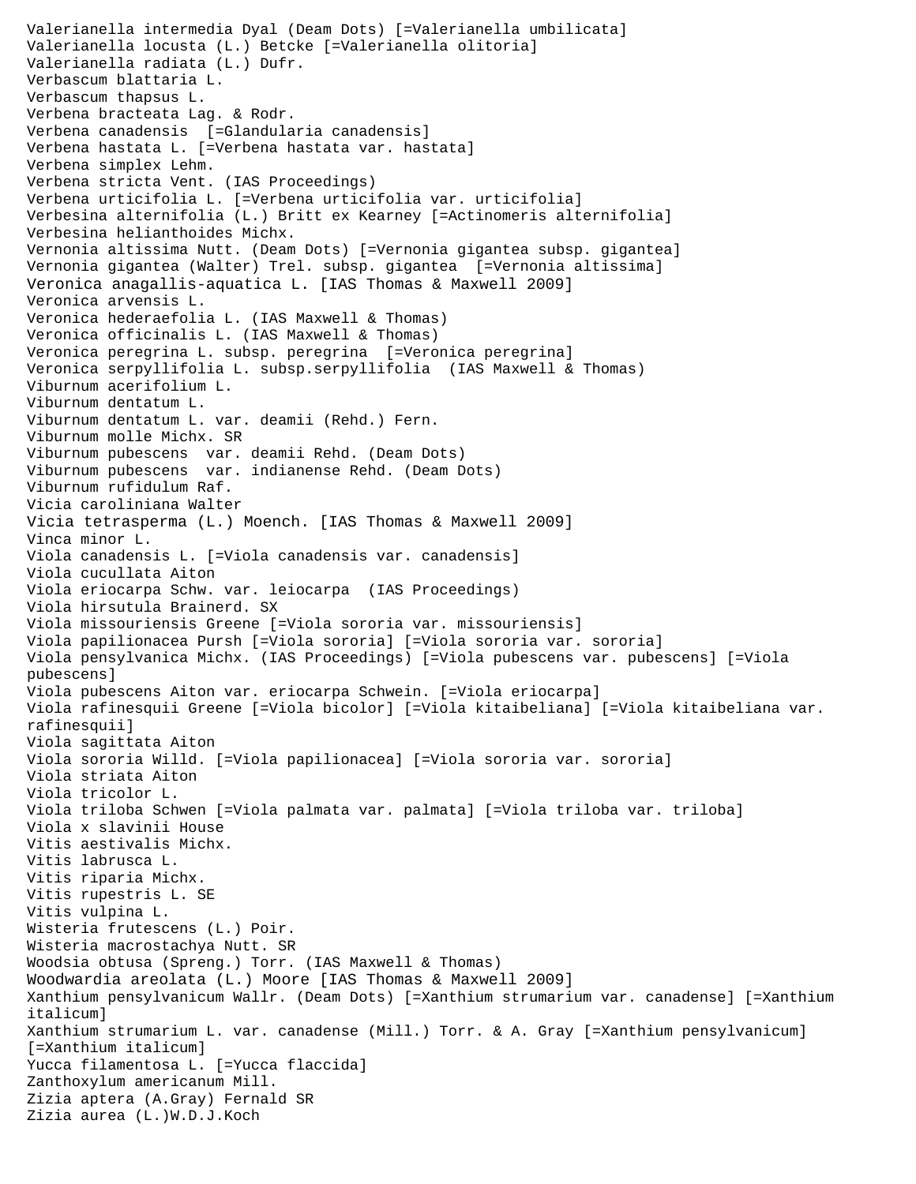Valerianella intermedia Dyal (Deam Dots) [=Valerianella umbilicata]
Valerianella locusta (L.) Betcke [=Valerianella olitoria]
Valerianella radiata (L.) Dufr.
Verbascum blattaria L.
Verbascum thapsus L.
Verbena bracteata Lag. & Rodr.
Verbena canadensis  [=Glandularia canadensis]
Verbena hastata L. [=Verbena hastata var. hastata]
Verbena simplex Lehm.
Verbena stricta Vent. (IAS Proceedings)
Verbena urticifolia L. [=Verbena urticifolia var. urticifolia]
Verbesina alternifolia (L.) Britt ex Kearney [=Actinomeris alternifolia]
Verbesina helianthoides Michx.
Vernonia altissima Nutt. (Deam Dots) [=Vernonia gigantea subsp. gigantea]
Vernonia gigantea (Walter) Trel. subsp. gigantea  [=Vernonia altissima]
Veronica anagallis-aquatica L. [IAS Thomas & Maxwell 2009]
Veronica arvensis L.
Veronica hederaefolia L. (IAS Maxwell & Thomas)
Veronica officinalis L. (IAS Maxwell & Thomas)
Veronica peregrina L. subsp. peregrina  [=Veronica peregrina]
Veronica serpyllifolia L. subsp.serpyllifolia  (IAS Maxwell & Thomas)
Viburnum acerifolium L.
Viburnum dentatum L.
Viburnum dentatum L. var. deamii (Rehd.) Fern.
Viburnum molle Michx. SR
Viburnum pubescens  var. deamii Rehd. (Deam Dots)
Viburnum pubescens  var. indianense Rehd. (Deam Dots)
Viburnum rufidulum Raf.
Vicia caroliniana Walter
Vicia tetrasperma (L.) Moench. [IAS Thomas & Maxwell 2009]
Vinca minor L.
Viola canadensis L. [=Viola canadensis var. canadensis]
Viola cucullata Aiton
Viola eriocarpa Schw. var. leiocarpa  (IAS Proceedings)
Viola hirsutula Brainerd. SX
Viola missouriensis Greene [=Viola sororia var. missouriensis]
Viola papilionacea Pursh [=Viola sororia] [=Viola sororia var. sororia]
Viola pensylvanica Michx. (IAS Proceedings) [=Viola pubescens var. pubescens] [=Viola pubescens]
Viola pubescens Aiton var. eriocarpa Schwein. [=Viola eriocarpa]
Viola rafinesquii Greene [=Viola bicolor] [=Viola kitaibeliana] [=Viola kitaibeliana var. rafinesquii]
Viola sagittata Aiton
Viola sororia Willd. [=Viola papilionacea] [=Viola sororia var. sororia]
Viola striata Aiton
Viola tricolor L.
Viola triloba Schwen [=Viola palmata var. palmata] [=Viola triloba var. triloba]
Viola x slavinii House
Vitis aestivalis Michx.
Vitis labrusca L.
Vitis riparia Michx.
Vitis rupestris L. SE
Vitis vulpina L.
Wisteria frutescens (L.) Poir.
Wisteria macrostachya Nutt. SR
Woodsia obtusa (Spreng.) Torr. (IAS Maxwell & Thomas)
Woodwardia areolata (L.) Moore [IAS Thomas & Maxwell 2009]
Xanthium pensylvanicum Wallr. (Deam Dots) [=Xanthium strumarium var. canadense] [=Xanthium italicum]
Xanthium strumarium L. var. canadense (Mill.) Torr. & A. Gray [=Xanthium pensylvanicum] [=Xanthium italicum]
Yucca filamentosa L. [=Yucca flaccida]
Zanthoxylum americanum Mill.
Zizia aptera (A.Gray) Fernald SR
Zizia aurea (L.)W.D.J.Koch